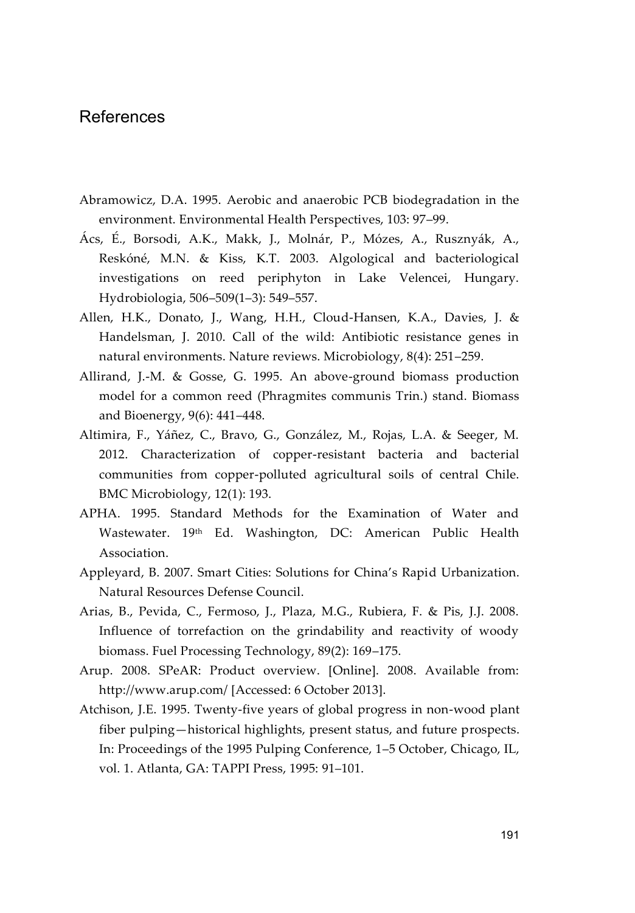# References

Abramowicz, D.A. 1995. Aerobic and anaerobic PCB biodegradation in the environment. Environmental Health Perspectives, 103: 97–99.

Ács, É., Borsodi, A.K., Makk, J., Molnár, P., Mózes, A., Rusznyák, A., Reskóné, M.N. & Kiss, K.T. 2003. Algological and bacteriological investigations on reed periphyton in Lake Velencei, Hungary. Hydrobiologia, 506–509(1–3): 549–557.

Allen, H.K., Donato, J., Wang, H.H., Cloud-Hansen, K.A., Davies, J. & Handelsman, J. 2010. Call of the wild: Antibiotic resistance genes in natural environments. Nature reviews. Microbiology, 8(4): 251–259.

Allirand, J.-M. & Gosse, G. 1995. An above-ground biomass production model for a common reed (Phragmites communis Trin.) stand. Biomass and Bioenergy, 9(6): 441–448.

Altimira, F., Yáñez, C., Bravo, G., González, M., Rojas, L.A. & Seeger, M. 2012. Characterization of copper-resistant bacteria and bacterial communities from copper-polluted agricultural soils of central Chile. BMC Microbiology, 12(1): 193.

APHA. 1995. Standard Methods for the Examination of Water and Wastewater. 19th Ed. Washington, DC: American Public Health Association.

Appleyard, B. 2007. Smart Cities: Solutions for China's Rapid Urbanization. Natural Resources Defense Council.

Arias, B., Pevida, C., Fermoso, J., Plaza, M.G., Rubiera, F. & Pis, J.J. 2008. Influence of torrefaction on the grindability and reactivity of woody biomass. Fuel Processing Technology, 89(2): 169–175.

Arup. 2008. SPeAR: Product overview. [Online]. 2008. Available from: http://www.arup.com/ [Accessed: 6 October 2013].

Atchison, J.E. 1995. Twenty-five years of global progress in non-wood plant fiber pulping—historical highlights, present status, and future prospects. In: Proceedings of the 1995 Pulping Conference, 1–5 October, Chicago, IL, vol. 1. Atlanta, GA: TAPPI Press, 1995: 91–101.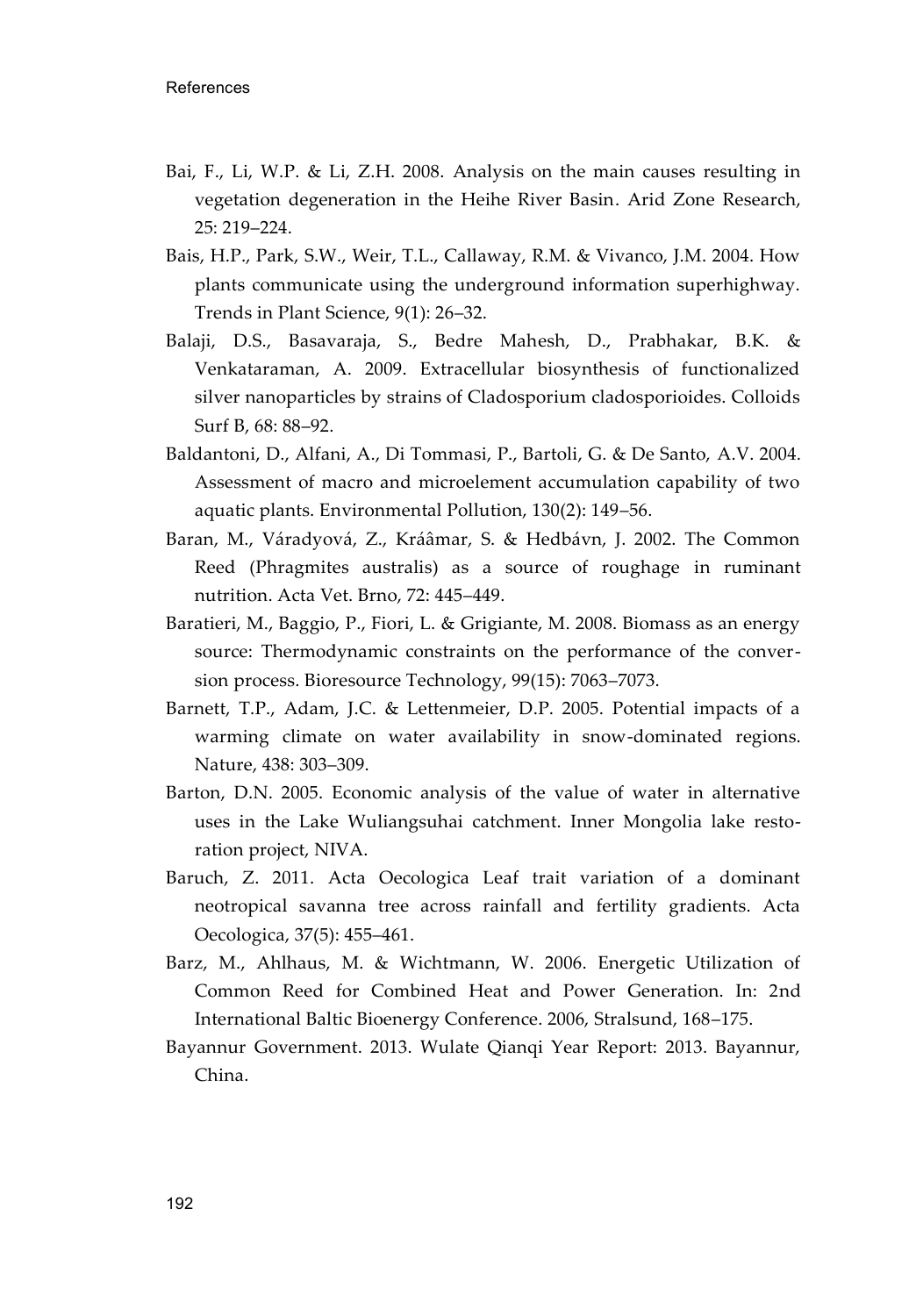Bai, F., Li, W.P. & Li, Z.H. 2008. Analysis on the main causes resulting in vegetation degeneration in the Heihe River Basin. Arid Zone Research, 25: 219–224.

Bais, H.P., Park, S.W., Weir, T.L., Callaway, R.M. & Vivanco, J.M. 2004. How plants communicate using the underground information superhighway. Trends in Plant Science, 9(1): 26–32.

Balaji, D.S., Basavaraja, S., Bedre Mahesh, D., Prabhakar, B.K. & Venkataraman, A. 2009. Extracellular biosynthesis of functionalized silver nanoparticles by strains of Cladosporium cladosporioides. Colloids Surf B, 68: 88–92.

Baldantoni, D., Alfani, A., Di Tommasi, P., Bartoli, G. & De Santo, A.V. 2004. Assessment of macro and microelement accumulation capability of two aquatic plants. Environmental Pollution, 130(2): 149–56.

Baran, M., Váradyová, Z., Kráâmar, S. & Hedbávn, J. 2002. The Common Reed (Phragmites australis) as a source of roughage in ruminant nutrition. Acta Vet. Brno, 72: 445–449.

Baratieri, M., Baggio, P., Fiori, L. & Grigiante, M. 2008. Biomass as an energy source: Thermodynamic constraints on the performance of the conversion process. Bioresource Technology, 99(15): 7063–7073.

Barnett, T.P., Adam, J.C. & Lettenmeier, D.P. 2005. Potential impacts of a warming climate on water availability in snow-dominated regions. Nature, 438: 303–309.

Barton, D.N. 2005. Economic analysis of the value of water in alternative uses in the Lake Wuliangsuhai catchment. Inner Mongolia lake restoration project, NIVA.

Baruch, Z. 2011. Acta Oecologica Leaf trait variation of a dominant neotropical savanna tree across rainfall and fertility gradients. Acta Oecologica, 37(5): 455–461.

Barz, M., Ahlhaus, M. & Wichtmann, W. 2006. Energetic Utilization of Common Reed for Combined Heat and Power Generation. In: 2nd International Baltic Bioenergy Conference. 2006, Stralsund, 168–175.

Bayannur Government. 2013. Wulate Qianqi Year Report: 2013. Bayannur, China.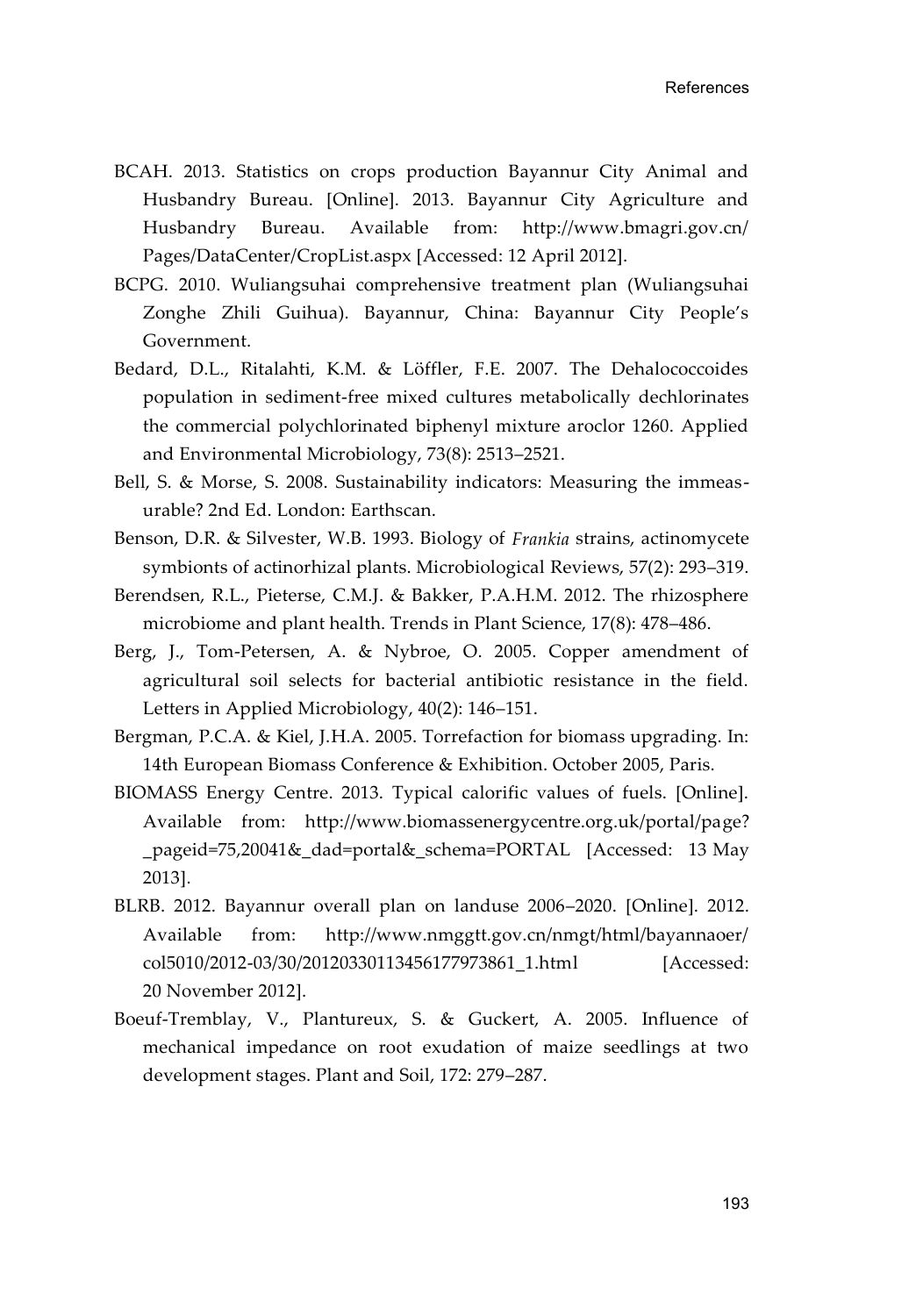BCAH. 2013. Statistics on crops production Bayannur City Animal and Husbandry Bureau. [Online]. 2013. Bayannur City Agriculture and Husbandry Bureau. Available from: http://www.bmagri.gov.cn/Pages/DataCenter/CropList.aspx [Accessed: 12 April 2012].

BCPG. 2010. Wuliangsuhai comprehensive treatment plan (Wuliangsuhai Zonghe Zhili Guihua). Bayannur, China: Bayannur City People's Government.

Bedard, D.L., Ritalahti, K.M. & Löffler, F.E. 2007. The Dehalococcoides population in sediment-free mixed cultures metabolically dechlorinates the commercial polychlorinated biphenyl mixture aroclor 1260. Applied and Environmental Microbiology, 73(8): 2513–2521.

Bell, S. & Morse, S. 2008. Sustainability indicators: Measuring the immeasurable? 2nd Ed. London: Earthscan.

Benson, D.R. & Silvester, W.B. 1993. Biology of *Frankia* strains, actinomycete symbionts of actinorhizal plants. Microbiological Reviews, 57(2): 293–319.

Berendsen, R.L., Pieterse, C.M.J. & Bakker, P.A.H.M. 2012. The rhizosphere microbiome and plant health. Trends in Plant Science, 17(8): 478–486.

Berg, J., Tom-Petersen, A. & Nybroe, O. 2005. Copper amendment of agricultural soil selects for bacterial antibiotic resistance in the field. Letters in Applied Microbiology, 40(2): 146–151.

Bergman, P.C.A. & Kiel, J.H.A. 2005. Torrefaction for biomass upgrading. In: 14th European Biomass Conference & Exhibition. October 2005, Paris.

BIOMASS Energy Centre. 2013. Typical calorific values of fuels. [Online]. Available from: http://www.biomassenergycentre.org.uk/portal/page?_pageid=75,20041&_dad=portal&_schema=PORTAL [Accessed: 13 May 2013].

BLRB. 2012. Bayannur overall plan on landuse 2006–2020. [Online]. 2012. Available from: http://www.nmggtt.gov.cn/nmgt/html/bayannaoer/col5010/2012-03/30/20120330113456177973861_1.html [Accessed: 20 November 2012].

Boeuf-Tremblay, V., Plantureux, S. & Guckert, A. 2005. Influence of mechanical impedance on root exudation of maize seedlings at two development stages. Plant and Soil, 172: 279–287.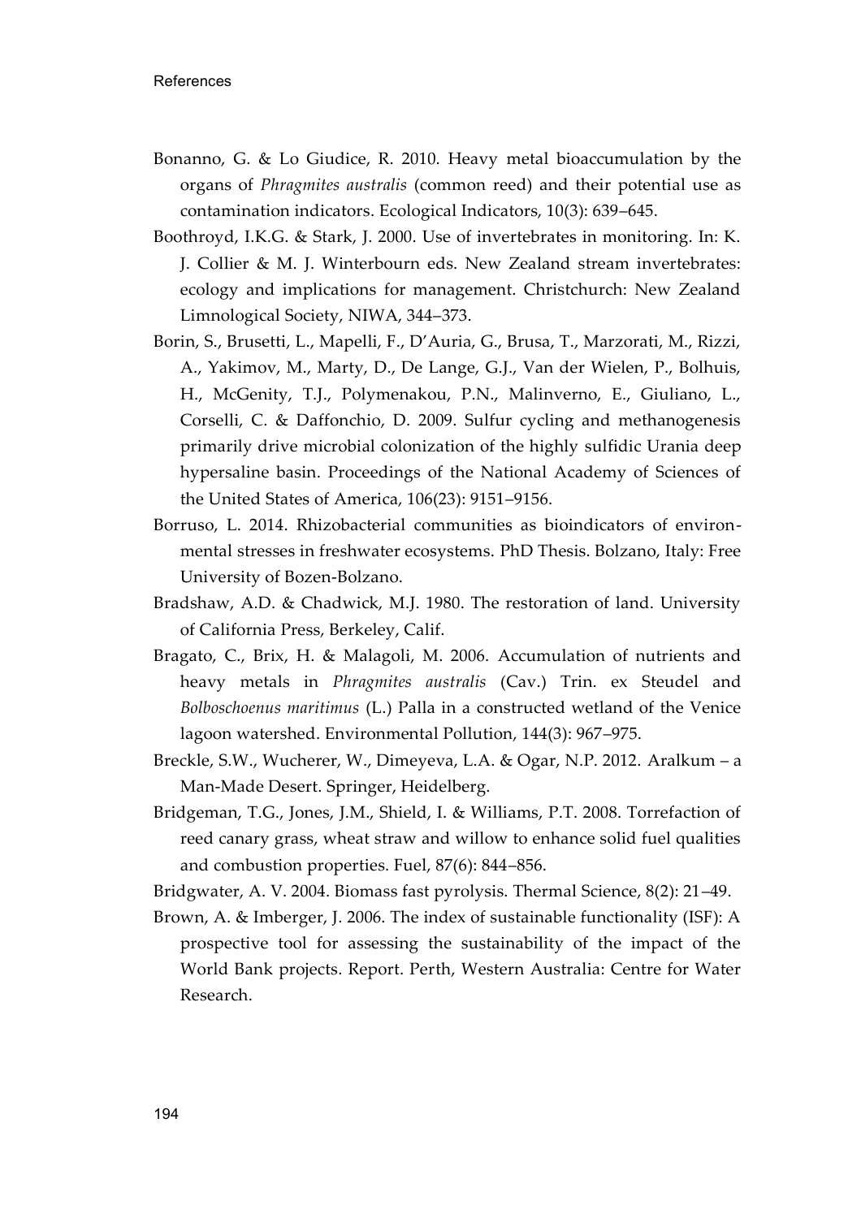Bonanno, G. & Lo Giudice, R. 2010. Heavy metal bioaccumulation by the organs of *Phragmites australis* (common reed) and their potential use as contamination indicators. Ecological Indicators, 10(3): 639–645.

Boothroyd, I.K.G. & Stark, J. 2000. Use of invertebrates in monitoring. In: K. J. Collier & M. J. Winterbourn eds. New Zealand stream invertebrates: ecology and implications for management. Christchurch: New Zealand Limnological Society, NIWA, 344–373.

Borin, S., Brusetti, L., Mapelli, F., D'Auria, G., Brusa, T., Marzorati, M., Rizzi, A., Yakimov, M., Marty, D., De Lange, G.J., Van der Wielen, P., Bolhuis, H., McGenity, T.J., Polymenakou, P.N., Malinverno, E., Giuliano, L., Corselli, C. & Daffonchio, D. 2009. Sulfur cycling and methanogenesis primarily drive microbial colonization of the highly sulfidic Urania deep hypersaline basin. Proceedings of the National Academy of Sciences of the United States of America, 106(23): 9151–9156.

Borruso, L. 2014. Rhizobacterial communities as bioindicators of environmental stresses in freshwater ecosystems. PhD Thesis. Bolzano, Italy: Free University of Bozen-Bolzano.

Bradshaw, A.D. & Chadwick, M.J. 1980. The restoration of land. University of California Press, Berkeley, Calif.

Bragato, C., Brix, H. & Malagoli, M. 2006. Accumulation of nutrients and heavy metals in *Phragmites australis* (Cav.) Trin. ex Steudel and *Bolboschoenus maritimus* (L.) Palla in a constructed wetland of the Venice lagoon watershed. Environmental Pollution, 144(3): 967–975.

Breckle, S.W., Wucherer, W., Dimeyeva, L.A. & Ogar, N.P. 2012. Aralkum – a Man-Made Desert. Springer, Heidelberg.

Bridgeman, T.G., Jones, J.M., Shield, I. & Williams, P.T. 2008. Torrefaction of reed canary grass, wheat straw and willow to enhance solid fuel qualities and combustion properties. Fuel, 87(6): 844–856.

Bridgwater, A. V. 2004. Biomass fast pyrolysis. Thermal Science, 8(2): 21–49.

Brown, A. & Imberger, J. 2006. The index of sustainable functionality (ISF): A prospective tool for assessing the sustainability of the impact of the World Bank projects. Report. Perth, Western Australia: Centre for Water Research.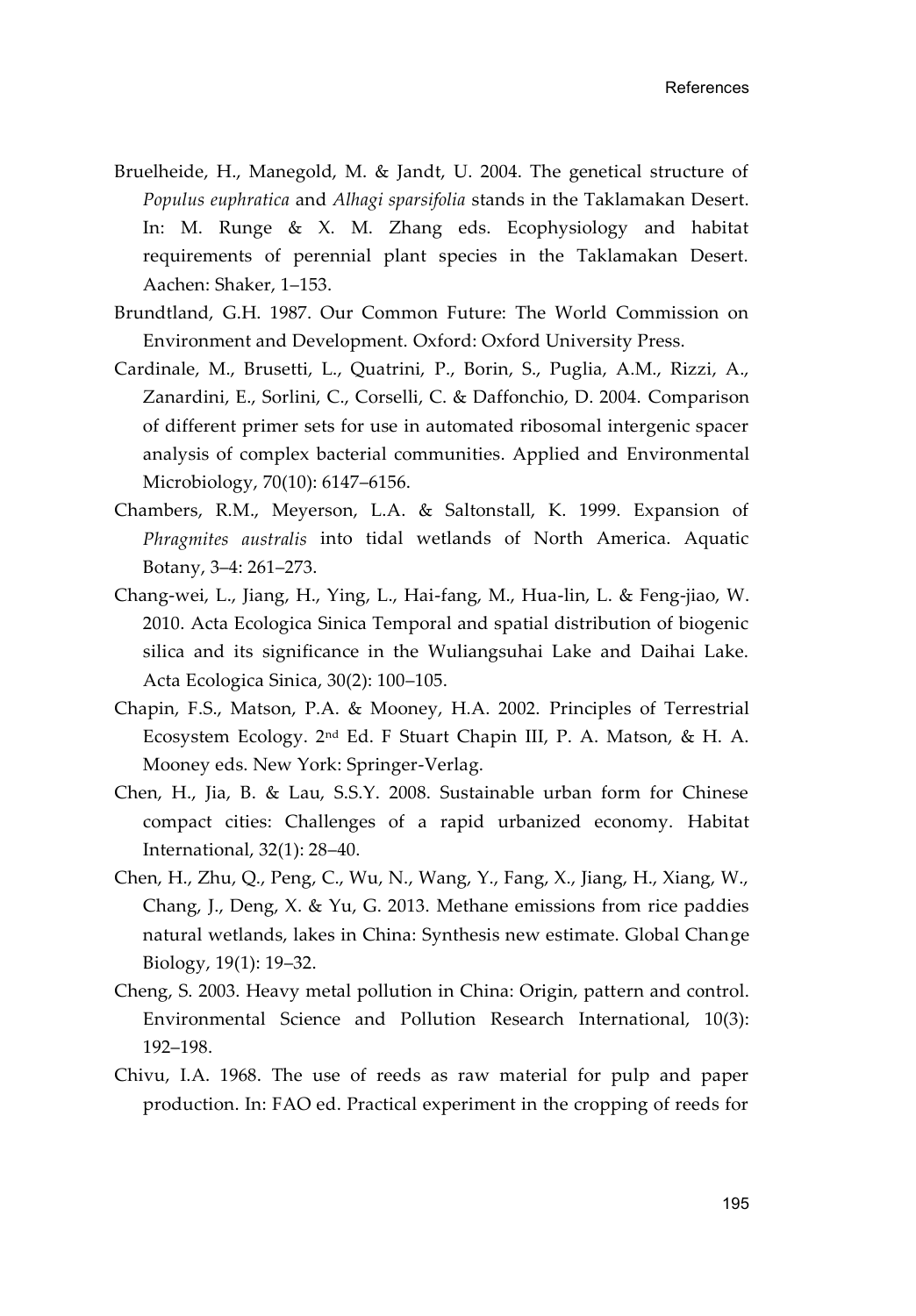Bruelheide, H., Manegold, M. & Jandt, U. 2004. The genetical structure of *Populus euphratica* and *Alhagi sparsifolia* stands in the Taklamakan Desert. In: M. Runge & X. M. Zhang eds. Ecophysiology and habitat requirements of perennial plant species in the Taklamakan Desert. Aachen: Shaker, 1–153.

Brundtland, G.H. 1987. Our Common Future: The World Commission on Environment and Development. Oxford: Oxford University Press.

Cardinale, M., Brusetti, L., Quatrini, P., Borin, S., Puglia, A.M., Rizzi, A., Zanardini, E., Sorlini, C., Corselli, C. & Daffonchio, D. 2004. Comparison of different primer sets for use in automated ribosomal intergenic spacer analysis of complex bacterial communities. Applied and Environmental Microbiology, 70(10): 6147–6156.

Chambers, R.M., Meyerson, L.A. & Saltonstall, K. 1999. Expansion of *Phragmites australis* into tidal wetlands of North America. Aquatic Botany, 3–4: 261–273.

Chang-wei, L., Jiang, H., Ying, L., Hai-fang, M., Hua-lin, L. & Feng-jiao, W. 2010. Acta Ecologica Sinica Temporal and spatial distribution of biogenic silica and its significance in the Wuliangsuhai Lake and Daihai Lake. Acta Ecologica Sinica, 30(2): 100–105.

Chapin, F.S., Matson, P.A. & Mooney, H.A. 2002. Principles of Terrestrial Ecosystem Ecology. 2nd Ed. F Stuart Chapin III, P. A. Matson, & H. A. Mooney eds. New York: Springer-Verlag.

Chen, H., Jia, B. & Lau, S.S.Y. 2008. Sustainable urban form for Chinese compact cities: Challenges of a rapid urbanized economy. Habitat International, 32(1): 28–40.

Chen, H., Zhu, Q., Peng, C., Wu, N., Wang, Y., Fang, X., Jiang, H., Xiang, W., Chang, J., Deng, X. & Yu, G. 2013. Methane emissions from rice paddies natural wetlands, lakes in China: Synthesis new estimate. Global Change Biology, 19(1): 19–32.

Cheng, S. 2003. Heavy metal pollution in China: Origin, pattern and control. Environmental Science and Pollution Research International, 10(3): 192–198.

Chivu, I.A. 1968. The use of reeds as raw material for pulp and paper production. In: FAO ed. Practical experiment in the cropping of reeds for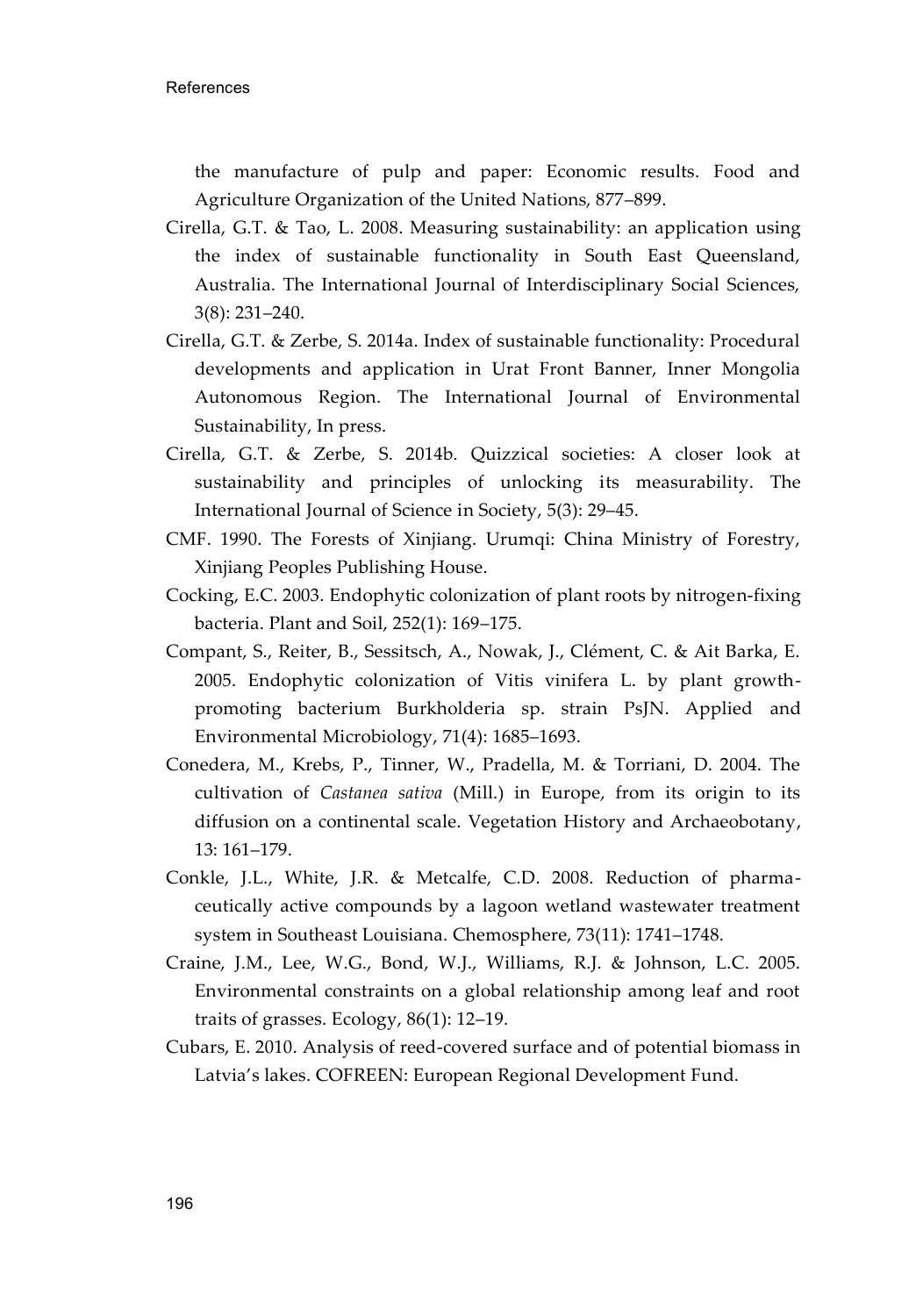the manufacture of pulp and paper: Economic results. Food and Agriculture Organization of the United Nations, 877–899.

Cirella, G.T. & Tao, L. 2008. Measuring sustainability: an application using the index of sustainable functionality in South East Queensland, Australia. The International Journal of Interdisciplinary Social Sciences, 3(8): 231–240.

Cirella, G.T. & Zerbe, S. 2014a. Index of sustainable functionality: Procedural developments and application in Urat Front Banner, Inner Mongolia Autonomous Region. The International Journal of Environmental Sustainability, In press.

Cirella, G.T. & Zerbe, S. 2014b. Quizzical societies: A closer look at sustainability and principles of unlocking its measurability. The International Journal of Science in Society, 5(3): 29–45.

CMF. 1990. The Forests of Xinjiang. Urumqi: China Ministry of Forestry, Xinjiang Peoples Publishing House.

Cocking, E.C. 2003. Endophytic colonization of plant roots by nitrogen-fixing bacteria. Plant and Soil, 252(1): 169–175.

Compant, S., Reiter, B., Sessitsch, A., Nowak, J., Clément, C. & Ait Barka, E. 2005. Endophytic colonization of Vitis vinifera L. by plant growth-promoting bacterium Burkholderia sp. strain PsJN. Applied and Environmental Microbiology, 71(4): 1685–1693.

Conedera, M., Krebs, P., Tinner, W., Pradella, M. & Torriani, D. 2004. The cultivation of *Castanea sativa* (Mill.) in Europe, from its origin to its diffusion on a continental scale. Vegetation History and Archaeobotany, 13: 161–179.

Conkle, J.L., White, J.R. & Metcalfe, C.D. 2008. Reduction of pharmaceutically active compounds by a lagoon wetland wastewater treatment system in Southeast Louisiana. Chemosphere, 73(11): 1741–1748.

Craine, J.M., Lee, W.G., Bond, W.J., Williams, R.J. & Johnson, L.C. 2005. Environmental constraints on a global relationship among leaf and root traits of grasses. Ecology, 86(1): 12–19.

Cubars, E. 2010. Analysis of reed-covered surface and of potential biomass in Latvia's lakes. COFREEN: European Regional Development Fund.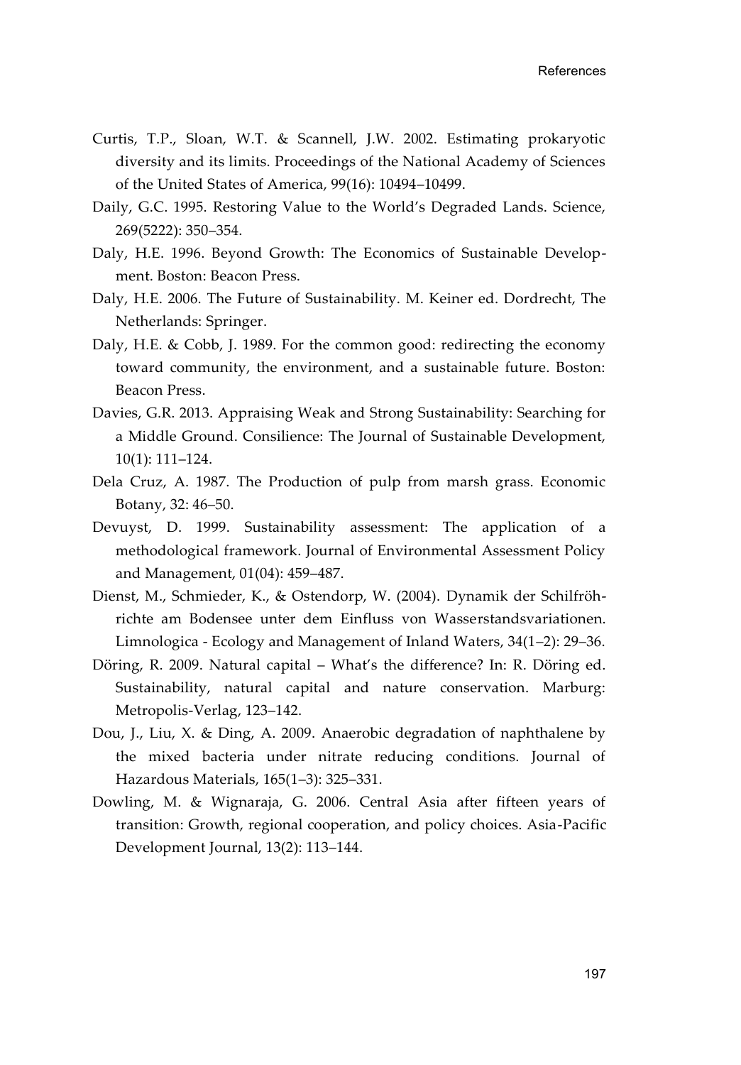Curtis, T.P., Sloan, W.T. & Scannell, J.W. 2002. Estimating prokaryotic diversity and its limits. Proceedings of the National Academy of Sciences of the United States of America, 99(16): 10494–10499.

Daily, G.C. 1995. Restoring Value to the World's Degraded Lands. Science, 269(5222): 350–354.

Daly, H.E. 1996. Beyond Growth: The Economics of Sustainable Development. Boston: Beacon Press.

Daly, H.E. 2006. The Future of Sustainability. M. Keiner ed. Dordrecht, The Netherlands: Springer.

Daly, H.E. & Cobb, J. 1989. For the common good: redirecting the economy toward community, the environment, and a sustainable future. Boston: Beacon Press.

Davies, G.R. 2013. Appraising Weak and Strong Sustainability: Searching for a Middle Ground. Consilience: The Journal of Sustainable Development, 10(1): 111–124.

Dela Cruz, A. 1987. The Production of pulp from marsh grass. Economic Botany, 32: 46–50.

Devuyst, D. 1999. Sustainability assessment: The application of a methodological framework. Journal of Environmental Assessment Policy and Management, 01(04): 459–487.

Dienst, M., Schmieder, K., & Ostendorp, W. (2004). Dynamik der Schilfröhrichte am Bodensee unter dem Einfluss von Wasserstandsvariationen. Limnologica - Ecology and Management of Inland Waters, 34(1–2): 29–36.

Döring, R. 2009. Natural capital – What's the difference? In: R. Döring ed. Sustainability, natural capital and nature conservation. Marburg: Metropolis-Verlag, 123–142.

Dou, J., Liu, X. & Ding, A. 2009. Anaerobic degradation of naphthalene by the mixed bacteria under nitrate reducing conditions. Journal of Hazardous Materials, 165(1–3): 325–331.

Dowling, M. & Wignaraja, G. 2006. Central Asia after fifteen years of transition: Growth, regional cooperation, and policy choices. Asia-Pacific Development Journal, 13(2): 113–144.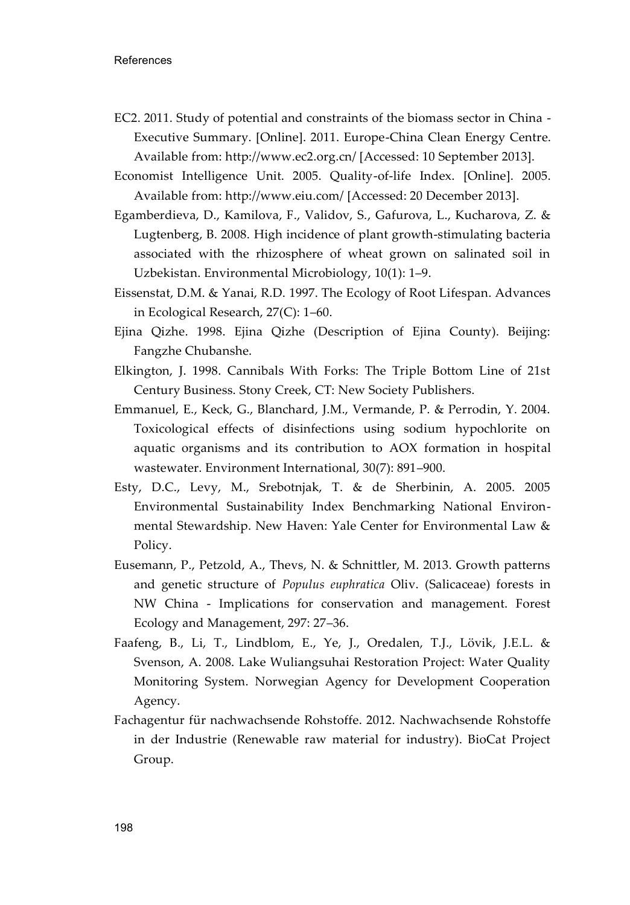EC2. 2011. Study of potential and constraints of the biomass sector in China - Executive Summary. [Online]. 2011. Europe-China Clean Energy Centre. Available from: http://www.ec2.org.cn/ [Accessed: 10 September 2013].

Economist Intelligence Unit. 2005. Quality-of-life Index. [Online]. 2005. Available from: http://www.eiu.com/ [Accessed: 20 December 2013].

Egamberdieva, D., Kamilova, F., Validov, S., Gafurova, L., Kucharova, Z. & Lugtenberg, B. 2008. High incidence of plant growth-stimulating bacteria associated with the rhizosphere of wheat grown on salinated soil in Uzbekistan. Environmental Microbiology, 10(1): 1–9.

Eissenstat, D.M. & Yanai, R.D. 1997. The Ecology of Root Lifespan. Advances in Ecological Research, 27(C): 1–60.

Ejina Qizhe. 1998. Ejina Qizhe (Description of Ejina County). Beijing: Fangzhe Chubanshe.

Elkington, J. 1998. Cannibals With Forks: The Triple Bottom Line of 21st Century Business. Stony Creek, CT: New Society Publishers.

Emmanuel, E., Keck, G., Blanchard, J.M., Vermande, P. & Perrodin, Y. 2004. Toxicological effects of disinfections using sodium hypochlorite on aquatic organisms and its contribution to AOX formation in hospital wastewater. Environment International, 30(7): 891–900.

Esty, D.C., Levy, M., Srebotnjak, T. & de Sherbinin, A. 2005. 2005 Environmental Sustainability Index Benchmarking National Environmental Stewardship. New Haven: Yale Center for Environmental Law & Policy.

Eusemann, P., Petzold, A., Thevs, N. & Schnittler, M. 2013. Growth patterns and genetic structure of *Populus euphratica* Oliv. (Salicaceae) forests in NW China - Implications for conservation and management. Forest Ecology and Management, 297: 27–36.

Faafeng, B., Li, T., Lindblom, E., Ye, J., Oredalen, T.J., Lövik, J.E.L. & Svenson, A. 2008. Lake Wuliangsuhai Restoration Project: Water Quality Monitoring System. Norwegian Agency for Development Cooperation Agency.

Fachagentur für nachwachsende Rohstoffe. 2012. Nachwachsende Rohstoffe in der Industrie (Renewable raw material for industry). BioCat Project Group.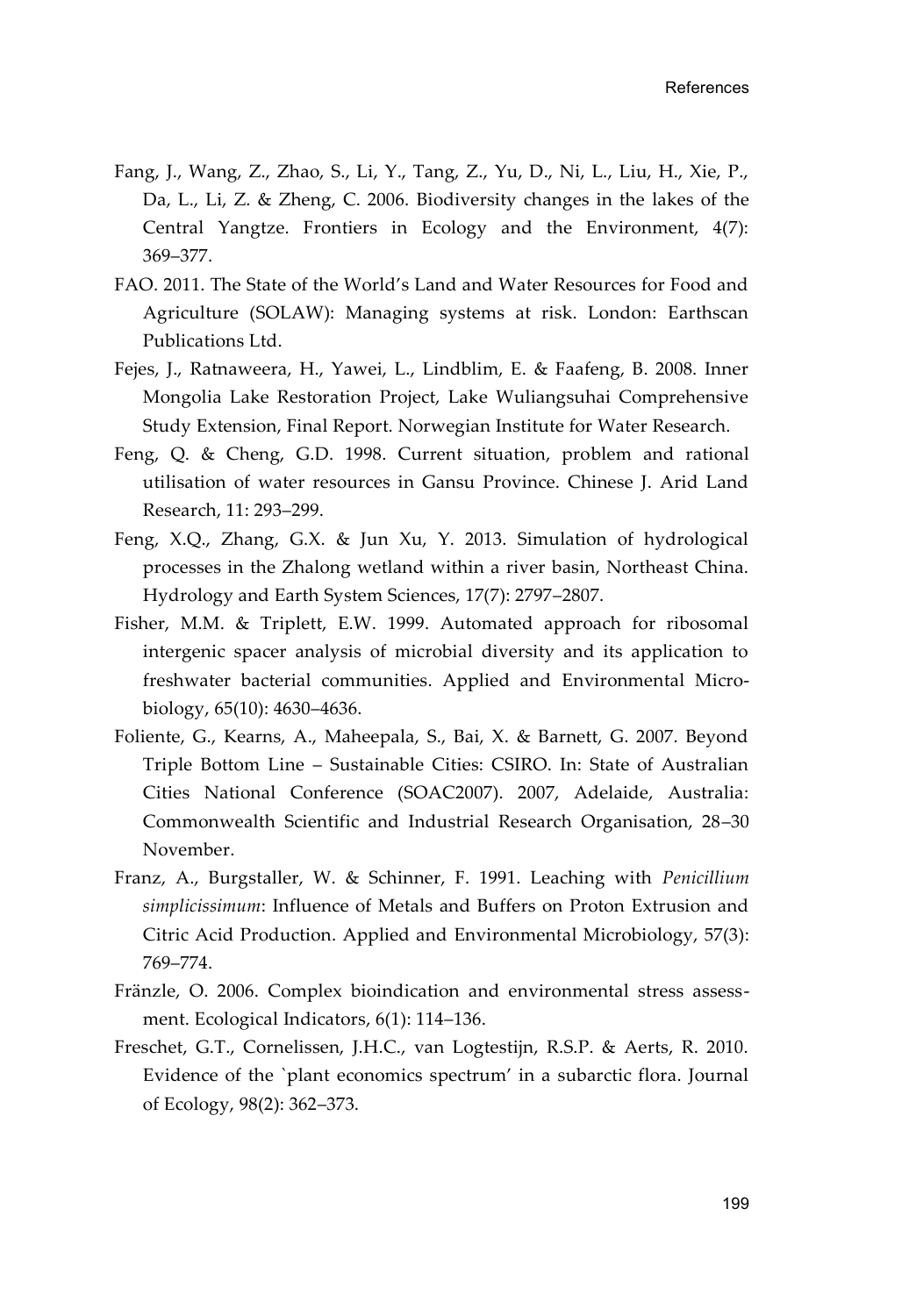Fang, J., Wang, Z., Zhao, S., Li, Y., Tang, Z., Yu, D., Ni, L., Liu, H., Xie, P., Da, L., Li, Z. & Zheng, C. 2006. Biodiversity changes in the lakes of the Central Yangtze. Frontiers in Ecology and the Environment, 4(7): 369–377.

FAO. 2011. The State of the World's Land and Water Resources for Food and Agriculture (SOLAW): Managing systems at risk. London: Earthscan Publications Ltd.

Fejes, J., Ratnaweera, H., Yawei, L., Lindblim, E. & Faafeng, B. 2008. Inner Mongolia Lake Restoration Project, Lake Wuliangsuhai Comprehensive Study Extension, Final Report. Norwegian Institute for Water Research.

Feng, Q. & Cheng, G.D. 1998. Current situation, problem and rational utilisation of water resources in Gansu Province. Chinese J. Arid Land Research, 11: 293–299.

Feng, X.Q., Zhang, G.X. & Jun Xu, Y. 2013. Simulation of hydrological processes in the Zhalong wetland within a river basin, Northeast China. Hydrology and Earth System Sciences, 17(7): 2797–2807.

Fisher, M.M. & Triplett, E.W. 1999. Automated approach for ribosomal intergenic spacer analysis of microbial diversity and its application to freshwater bacterial communities. Applied and Environmental Microbiology, 65(10): 4630–4636.

Foliente, G., Kearns, A., Maheepala, S., Bai, X. & Barnett, G. 2007. Beyond Triple Bottom Line – Sustainable Cities: CSIRO. In: State of Australian Cities National Conference (SOAC2007). 2007, Adelaide, Australia: Commonwealth Scientific and Industrial Research Organisation, 28–30 November.

Franz, A., Burgstaller, W. & Schinner, F. 1991. Leaching with *Penicillium simplicissimum*: Influence of Metals and Buffers on Proton Extrusion and Citric Acid Production. Applied and Environmental Microbiology, 57(3): 769–774.

Fränzle, O. 2006. Complex bioindication and environmental stress assessment. Ecological Indicators, 6(1): 114–136.

Freschet, G.T., Cornelissen, J.H.C., van Logtestijn, R.S.P. & Aerts, R. 2010. Evidence of the `plant economics spectrum' in a subarctic flora. Journal of Ecology, 98(2): 362–373.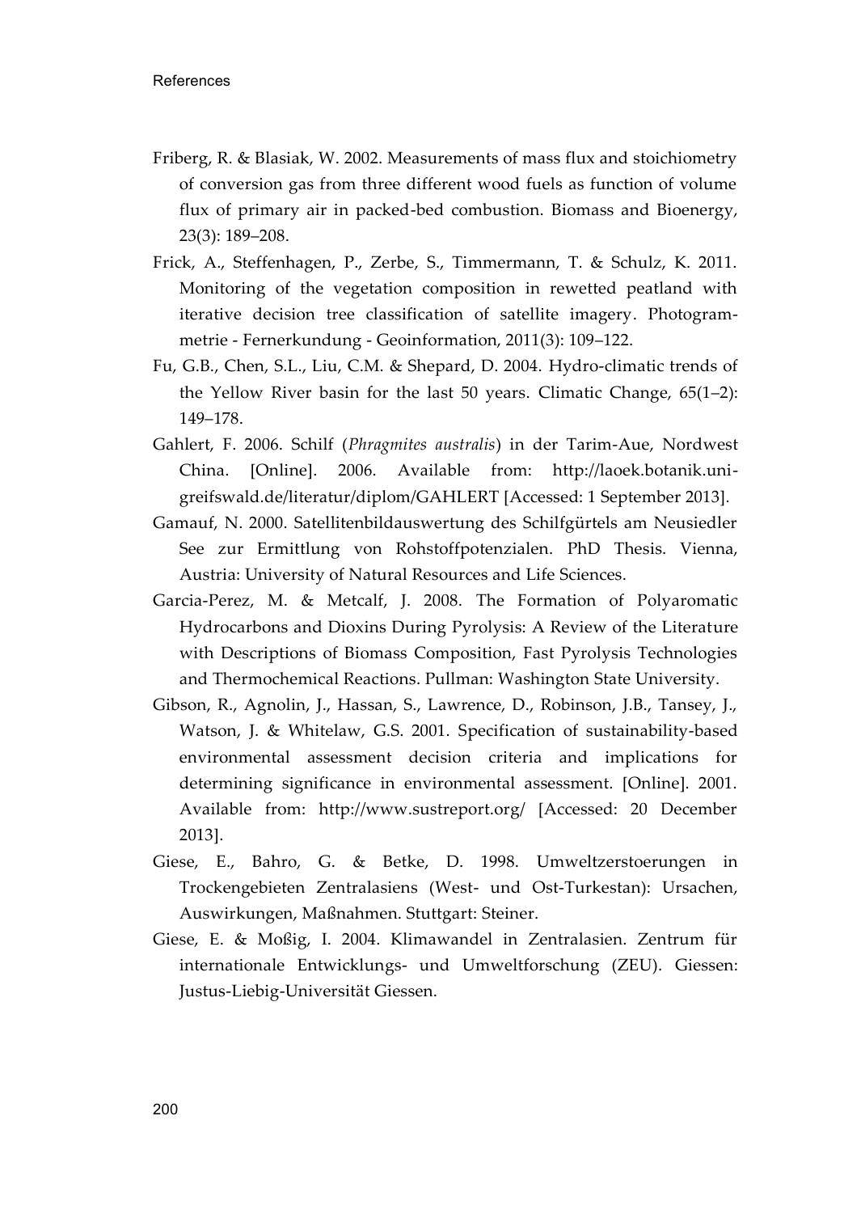Friberg, R. & Blasiak, W. 2002. Measurements of mass flux and stoichiometry of conversion gas from three different wood fuels as function of volume flux of primary air in packed-bed combustion. Biomass and Bioenergy, 23(3): 189–208.

Frick, A., Steffenhagen, P., Zerbe, S., Timmermann, T. & Schulz, K. 2011. Monitoring of the vegetation composition in rewetted peatland with iterative decision tree classification of satellite imagery. Photogrammetrie - Fernerkundung - Geoinformation, 2011(3): 109–122.

Fu, G.B., Chen, S.L., Liu, C.M. & Shepard, D. 2004. Hydro-climatic trends of the Yellow River basin for the last 50 years. Climatic Change, 65(1–2): 149–178.

Gahlert, F. 2006. Schilf (*Phragmites australis*) in der Tarim-Aue, Nordwest China. [Online]. 2006. Available from: http://laoek.botanik.uni-greifswald.de/literatur/diplom/GAHLERT [Accessed: 1 September 2013].

Gamauf, N. 2000. Satellitenbildauswertung des Schilfgürtels am Neusiedler See zur Ermittlung von Rohstoffpotenzialen. PhD Thesis. Vienna, Austria: University of Natural Resources and Life Sciences.

Garcia-Perez, M. & Metcalf, J. 2008. The Formation of Polyaromatic Hydrocarbons and Dioxins During Pyrolysis: A Review of the Literature with Descriptions of Biomass Composition, Fast Pyrolysis Technologies and Thermochemical Reactions. Pullman: Washington State University.

Gibson, R., Agnolin, J., Hassan, S., Lawrence, D., Robinson, J.B., Tansey, J., Watson, J. & Whitelaw, G.S. 2001. Specification of sustainability-based environmental assessment decision criteria and implications for determining significance in environmental assessment. [Online]. 2001. Available from: http://www.sustreport.org/ [Accessed: 20 December 2013].

Giese, E., Bahro, G. & Betke, D. 1998. Umweltzerstoerungen in Trockengebieten Zentralasiens (West- und Ost-Turkestan): Ursachen, Auswirkungen, Maßnahmen. Stuttgart: Steiner.

Giese, E. & Moßig, I. 2004. Klimawandel in Zentralasien. Zentrum für internationale Entwicklungs- und Umweltforschung (ZEU). Giessen: Justus-Liebig-Universität Giessen.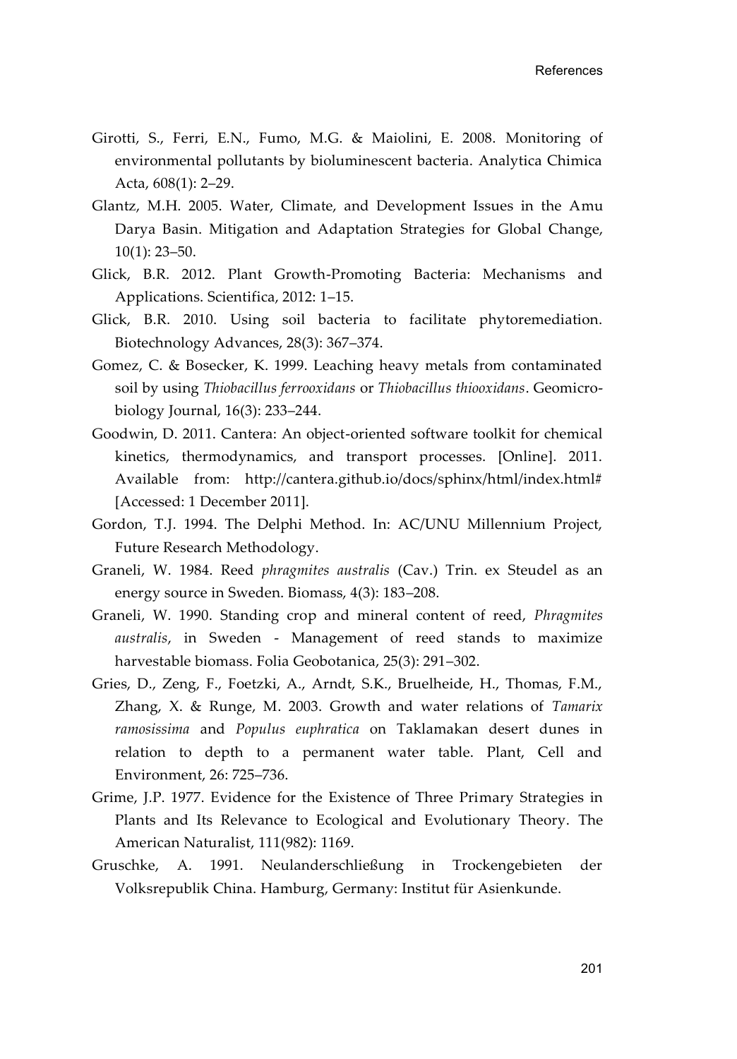Girotti, S., Ferri, E.N., Fumo, M.G. & Maiolini, E. 2008. Monitoring of environmental pollutants by bioluminescent bacteria. Analytica Chimica Acta, 608(1): 2–29.

Glantz, M.H. 2005. Water, Climate, and Development Issues in the Amu Darya Basin. Mitigation and Adaptation Strategies for Global Change, 10(1): 23–50.

Glick, B.R. 2012. Plant Growth-Promoting Bacteria: Mechanisms and Applications. Scientifica, 2012: 1–15.

Glick, B.R. 2010. Using soil bacteria to facilitate phytoremediation. Biotechnology Advances, 28(3): 367–374.

Gomez, C. & Bosecker, K. 1999. Leaching heavy metals from contaminated soil by using *Thiobacillus ferrooxidans* or *Thiobacillus thiooxidans*. Geomicrobiology Journal, 16(3): 233–244.

Goodwin, D. 2011. Cantera: An object-oriented software toolkit for chemical kinetics, thermodynamics, and transport processes. [Online]. 2011. Available from: http://cantera.github.io/docs/sphinx/html/index.html# [Accessed: 1 December 2011].

Gordon, T.J. 1994. The Delphi Method. In: AC/UNU Millennium Project, Future Research Methodology.

Graneli, W. 1984. Reed *phragmites australis* (Cav.) Trin. ex Steudel as an energy source in Sweden. Biomass, 4(3): 183–208.

Graneli, W. 1990. Standing crop and mineral content of reed, *Phragmites australis*, in Sweden - Management of reed stands to maximize harvestable biomass. Folia Geobotanica, 25(3): 291–302.

Gries, D., Zeng, F., Foetzki, A., Arndt, S.K., Bruelheide, H., Thomas, F.M., Zhang, X. & Runge, M. 2003. Growth and water relations of *Tamarix ramosissima* and *Populus euphratica* on Taklamakan desert dunes in relation to depth to a permanent water table. Plant, Cell and Environment, 26: 725–736.

Grime, J.P. 1977. Evidence for the Existence of Three Primary Strategies in Plants and Its Relevance to Ecological and Evolutionary Theory. The American Naturalist, 111(982): 1169.

Gruschke, A. 1991. Neulanderschließung in Trockengebieten der Volksrepublik China. Hamburg, Germany: Institut für Asienkunde.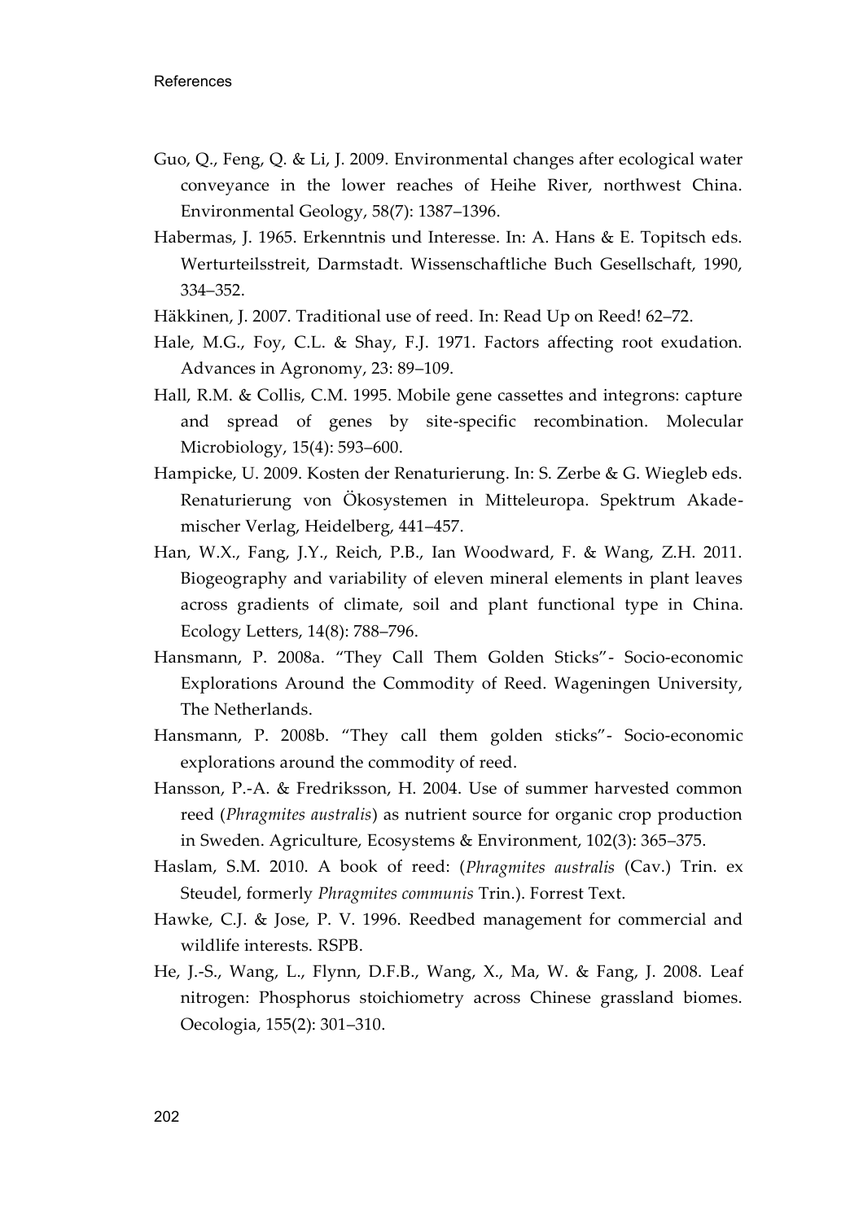Guo, Q., Feng, Q. & Li, J. 2009. Environmental changes after ecological water conveyance in the lower reaches of Heihe River, northwest China. Environmental Geology, 58(7): 1387–1396.

Habermas, J. 1965. Erkenntnis und Interesse. In: A. Hans & E. Topitsch eds. Werturteilsstreit, Darmstadt. Wissenschaftliche Buch Gesellschaft, 1990, 334–352.

Häkkinen, J. 2007. Traditional use of reed. In: Read Up on Reed! 62–72.

Hale, M.G., Foy, C.L. & Shay, F.J. 1971. Factors affecting root exudation. Advances in Agronomy, 23: 89–109.

Hall, R.M. & Collis, C.M. 1995. Mobile gene cassettes and integrons: capture and spread of genes by site-specific recombination. Molecular Microbiology, 15(4): 593–600.

Hampicke, U. 2009. Kosten der Renaturierung. In: S. Zerbe & G. Wiegleb eds. Renaturierung von Ökosystemen in Mitteleuropa. Spektrum Akademischer Verlag, Heidelberg, 441–457.

Han, W.X., Fang, J.Y., Reich, P.B., Ian Woodward, F. & Wang, Z.H. 2011. Biogeography and variability of eleven mineral elements in plant leaves across gradients of climate, soil and plant functional type in China. Ecology Letters, 14(8): 788–796.

Hansmann, P. 2008a. "They Call Them Golden Sticks"- Socio-economic Explorations Around the Commodity of Reed. Wageningen University, The Netherlands.

Hansmann, P. 2008b. "They call them golden sticks"- Socio-economic explorations around the commodity of reed.

Hansson, P.-A. & Fredriksson, H. 2004. Use of summer harvested common reed (*Phragmites australis*) as nutrient source for organic crop production in Sweden. Agriculture, Ecosystems & Environment, 102(3): 365–375.

Haslam, S.M. 2010. A book of reed: (*Phragmites australis* (Cav.) Trin. ex Steudel, formerly *Phragmites communis* Trin.). Forrest Text.

Hawke, C.J. & Jose, P. V. 1996. Reedbed management for commercial and wildlife interests. RSPB.

He, J.-S., Wang, L., Flynn, D.F.B., Wang, X., Ma, W. & Fang, J. 2008. Leaf nitrogen: Phosphorus stoichiometry across Chinese grassland biomes. Oecologia, 155(2): 301–310.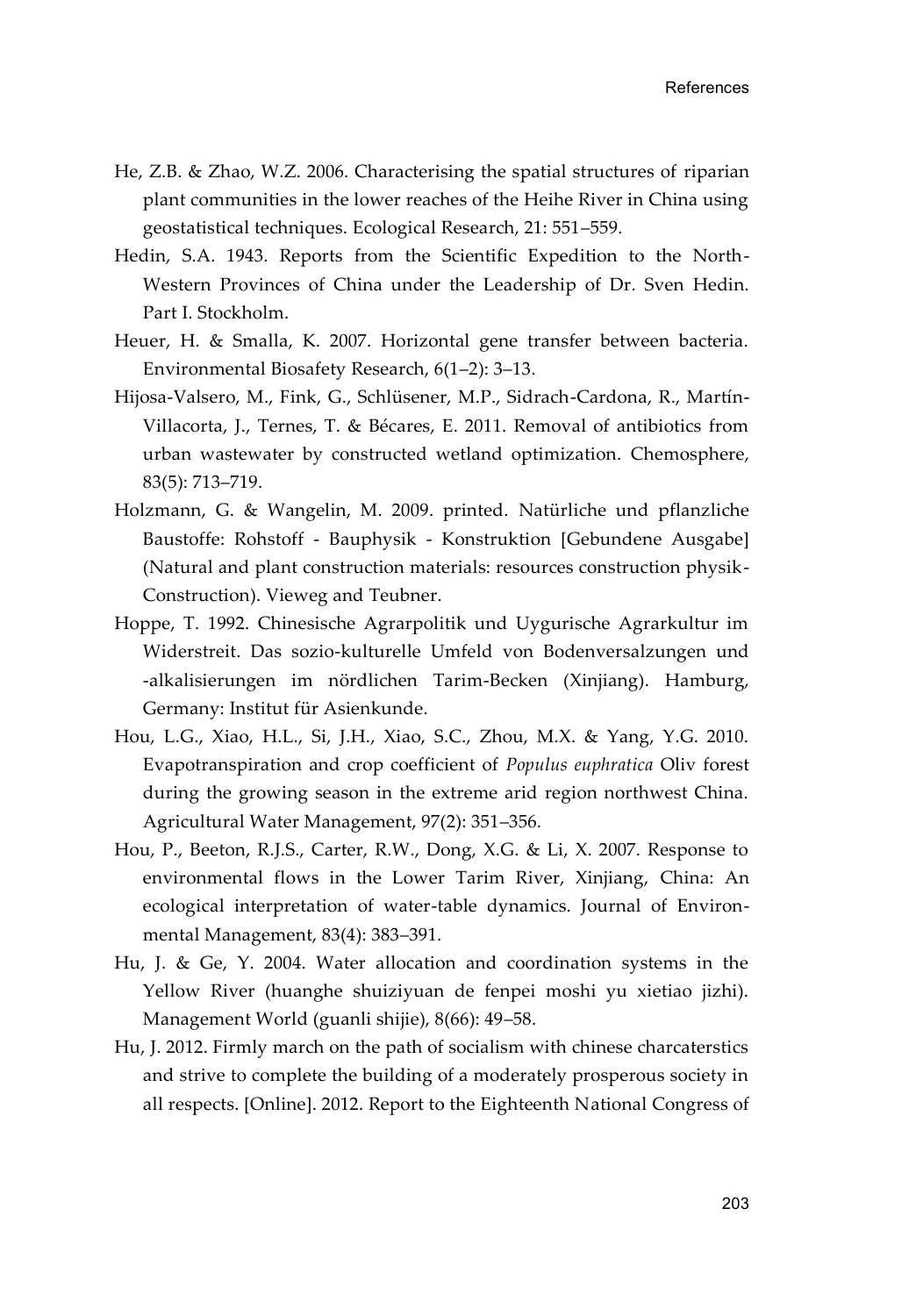He, Z.B. & Zhao, W.Z. 2006. Characterising the spatial structures of riparian plant communities in the lower reaches of the Heihe River in China using geostatistical techniques. Ecological Research, 21: 551–559.

Hedin, S.A. 1943. Reports from the Scientific Expedition to the North-Western Provinces of China under the Leadership of Dr. Sven Hedin. Part I. Stockholm.

Heuer, H. & Smalla, K. 2007. Horizontal gene transfer between bacteria. Environmental Biosafety Research, 6(1–2): 3–13.

Hijosa-Valsero, M., Fink, G., Schlüsener, M.P., Sidrach-Cardona, R., Martín-Villacorta, J., Ternes, T. & Bécares, E. 2011. Removal of antibiotics from urban wastewater by constructed wetland optimization. Chemosphere, 83(5): 713–719.

Holzmann, G. & Wangelin, M. 2009. printed. Natürliche und pflanzliche Baustoffe: Rohstoff - Bauphysik - Konstruktion [Gebundene Ausgabe] (Natural and plant construction materials: resources construction physik-Construction). Vieweg and Teubner.

Hoppe, T. 1992. Chinesische Agrarpolitik und Uygurische Agrarkultur im Widerstreit. Das sozio-kulturelle Umfeld von Bodenversalzungen und -alkalisierungen im nördlichen Tarim-Becken (Xinjiang). Hamburg, Germany: Institut für Asienkunde.

Hou, L.G., Xiao, H.L., Si, J.H., Xiao, S.C., Zhou, M.X. & Yang, Y.G. 2010. Evapotranspiration and crop coefficient of *Populus euphratica* Oliv forest during the growing season in the extreme arid region northwest China. Agricultural Water Management, 97(2): 351–356.

Hou, P., Beeton, R.J.S., Carter, R.W., Dong, X.G. & Li, X. 2007. Response to environmental flows in the Lower Tarim River, Xinjiang, China: An ecological interpretation of water-table dynamics. Journal of Environmental Management, 83(4): 383–391.

Hu, J. & Ge, Y. 2004. Water allocation and coordination systems in the Yellow River (huanghe shuiziyuan de fenpei moshi yu xietiao jizhi). Management World (guanli shijie), 8(66): 49–58.

Hu, J. 2012. Firmly march on the path of socialism with chinese charcaterstics and strive to complete the building of a moderately prosperous society in all respects. [Online]. 2012. Report to the Eighteenth National Congress of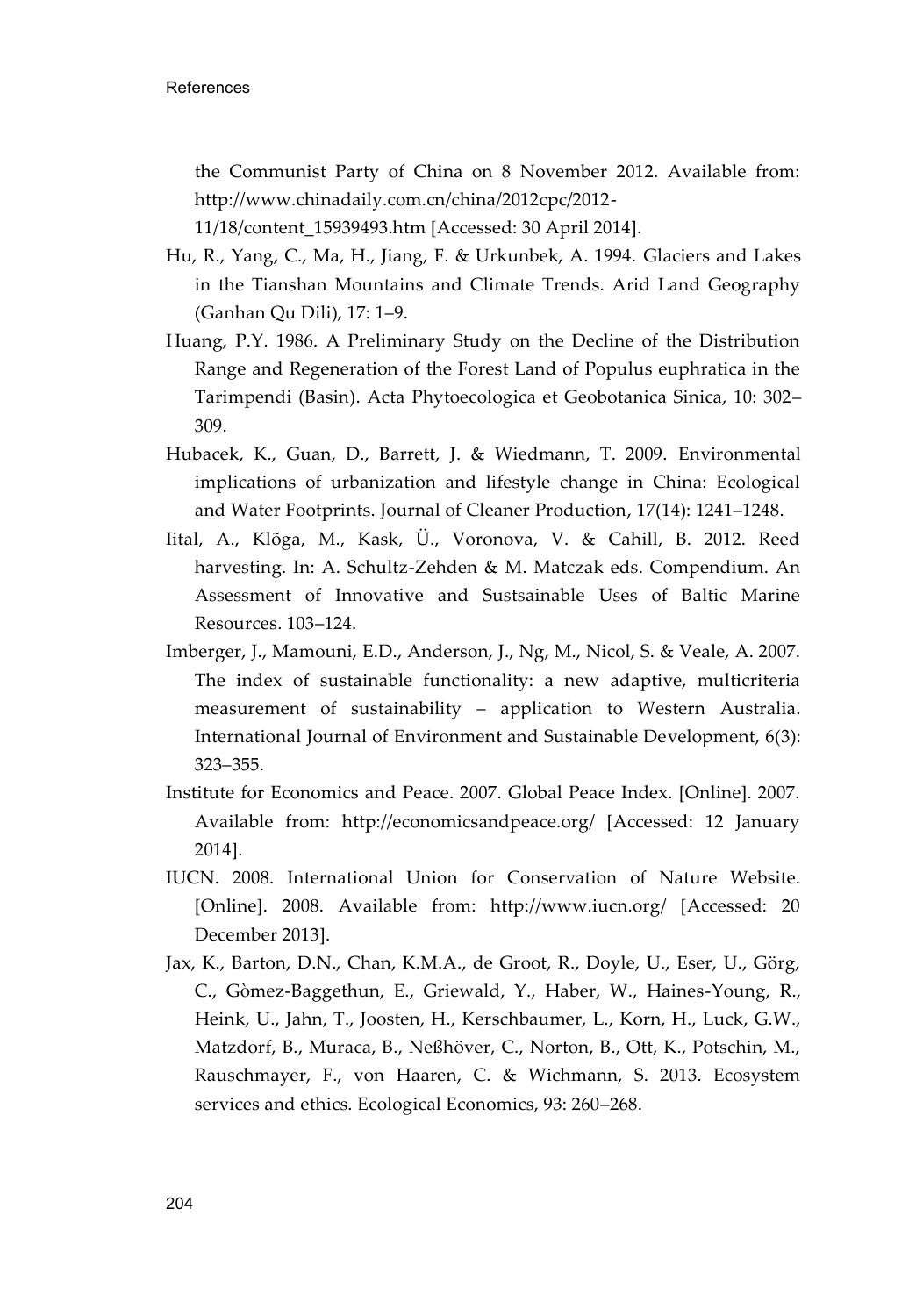the Communist Party of China on 8 November 2012. Available from: http://www.chinadaily.com.cn/china/2012cpc/2012-11/18/content_15939493.htm [Accessed: 30 April 2014].

Hu, R., Yang, C., Ma, H., Jiang, F. & Urkunbek, A. 1994. Glaciers and Lakes in the Tianshan Mountains and Climate Trends. Arid Land Geography (Ganhan Qu Dili), 17: 1–9.

Huang, P.Y. 1986. A Preliminary Study on the Decline of the Distribution Range and Regeneration of the Forest Land of Populus euphratica in the Tarimpendi (Basin). Acta Phytoecologica et Geobotanica Sinica, 10: 302–309.

Hubacek, K., Guan, D., Barrett, J. & Wiedmann, T. 2009. Environmental implications of urbanization and lifestyle change in China: Ecological and Water Footprints. Journal of Cleaner Production, 17(14): 1241–1248.

Iital, A., Klõga, M., Kask, Ü., Voronova, V. & Cahill, B. 2012. Reed harvesting. In: A. Schultz-Zehden & M. Matczak eds. Compendium. An Assessment of Innovative and Sustsainable Uses of Baltic Marine Resources. 103–124.

Imberger, J., Mamouni, E.D., Anderson, J., Ng, M., Nicol, S. & Veale, A. 2007. The index of sustainable functionality: a new adaptive, multicriteria measurement of sustainability – application to Western Australia. International Journal of Environment and Sustainable Development, 6(3): 323–355.

Institute for Economics and Peace. 2007. Global Peace Index. [Online]. 2007. Available from: http://economicsandpeace.org/ [Accessed: 12 January 2014].

IUCN. 2008. International Union for Conservation of Nature Website. [Online]. 2008. Available from: http://www.iucn.org/ [Accessed: 20 December 2013].

Jax, K., Barton, D.N., Chan, K.M.A., de Groot, R., Doyle, U., Eser, U., Görg, C., Gòmez-Baggethun, E., Griewald, Y., Haber, W., Haines-Young, R., Heink, U., Jahn, T., Joosten, H., Kerschbaumer, L., Korn, H., Luck, G.W., Matzdorf, B., Muraca, B., Neßhöver, C., Norton, B., Ott, K., Potschin, M., Rauschmayer, F., von Haaren, C. & Wichmann, S. 2013. Ecosystem services and ethics. Ecological Economics, 93: 260–268.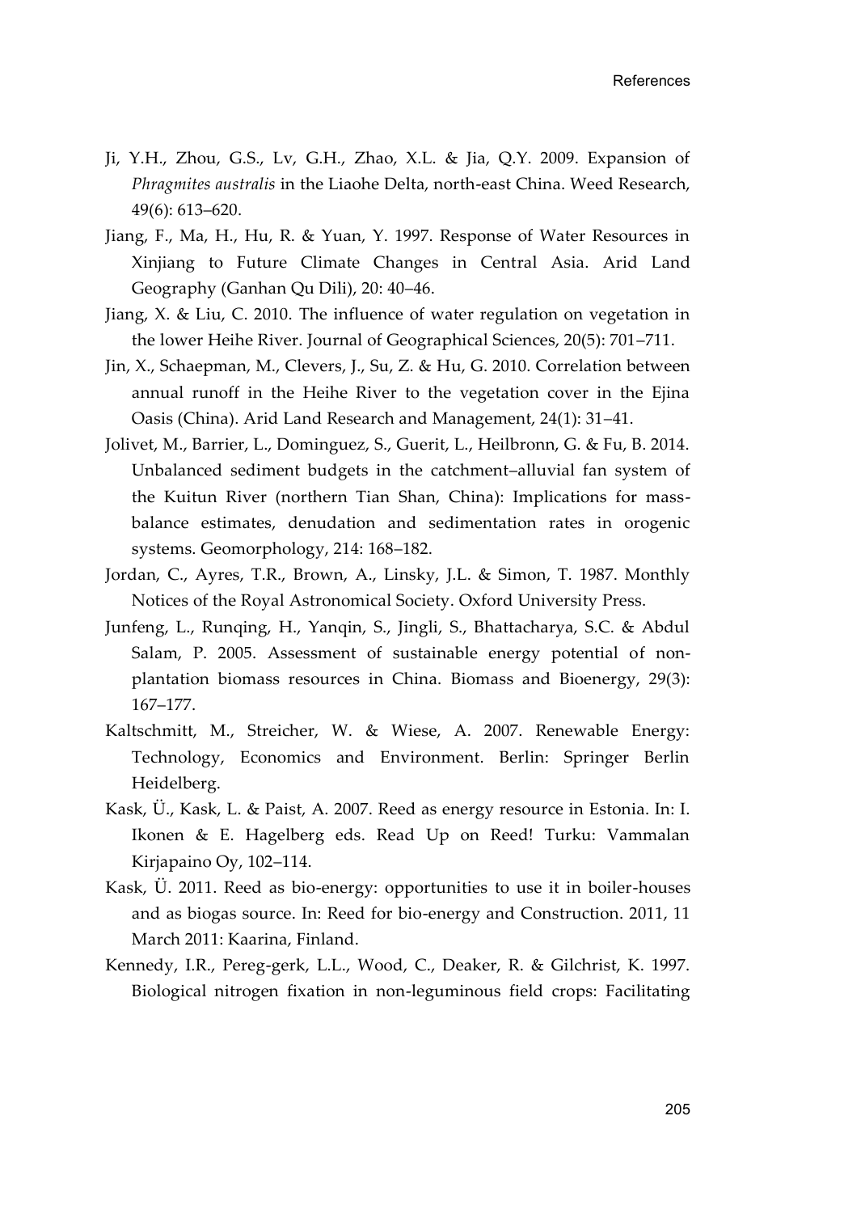Ji, Y.H., Zhou, G.S., Lv, G.H., Zhao, X.L. & Jia, Q.Y. 2009. Expansion of *Phragmites australis* in the Liaohe Delta, north-east China. Weed Research, 49(6): 613–620.

Jiang, F., Ma, H., Hu, R. & Yuan, Y. 1997. Response of Water Resources in Xinjiang to Future Climate Changes in Central Asia. Arid Land Geography (Ganhan Qu Dili), 20: 40–46.

Jiang, X. & Liu, C. 2010. The influence of water regulation on vegetation in the lower Heihe River. Journal of Geographical Sciences, 20(5): 701–711.

Jin, X., Schaepman, M., Clevers, J., Su, Z. & Hu, G. 2010. Correlation between annual runoff in the Heihe River to the vegetation cover in the Ejina Oasis (China). Arid Land Research and Management, 24(1): 31–41.

Jolivet, M., Barrier, L., Dominguez, S., Guerit, L., Heilbronn, G. & Fu, B. 2014. Unbalanced sediment budgets in the catchment–alluvial fan system of the Kuitun River (northern Tian Shan, China): Implications for mass-balance estimates, denudation and sedimentation rates in orogenic systems. Geomorphology, 214: 168–182.

Jordan, C., Ayres, T.R., Brown, A., Linsky, J.L. & Simon, T. 1987. Monthly Notices of the Royal Astronomical Society. Oxford University Press.

Junfeng, L., Runqing, H., Yanqin, S., Jingli, S., Bhattacharya, S.C. & Abdul Salam, P. 2005. Assessment of sustainable energy potential of non-plantation biomass resources in China. Biomass and Bioenergy, 29(3): 167–177.

Kaltschmitt, M., Streicher, W. & Wiese, A. 2007. Renewable Energy: Technology, Economics and Environment. Berlin: Springer Berlin Heidelberg.

Kask, Ü., Kask, L. & Paist, A. 2007. Reed as energy resource in Estonia. In: I. Ikonen & E. Hagelberg eds. Read Up on Reed! Turku: Vammalan Kirjapaino Oy, 102–114.

Kask, Ü. 2011. Reed as bio-energy: opportunities to use it in boiler-houses and as biogas source. In: Reed for bio-energy and Construction. 2011, 11 March 2011: Kaarina, Finland.

Kennedy, I.R., Pereg-gerk, L.L., Wood, C., Deaker, R. & Gilchrist, K. 1997. Biological nitrogen fixation in non-leguminous field crops: Facilitating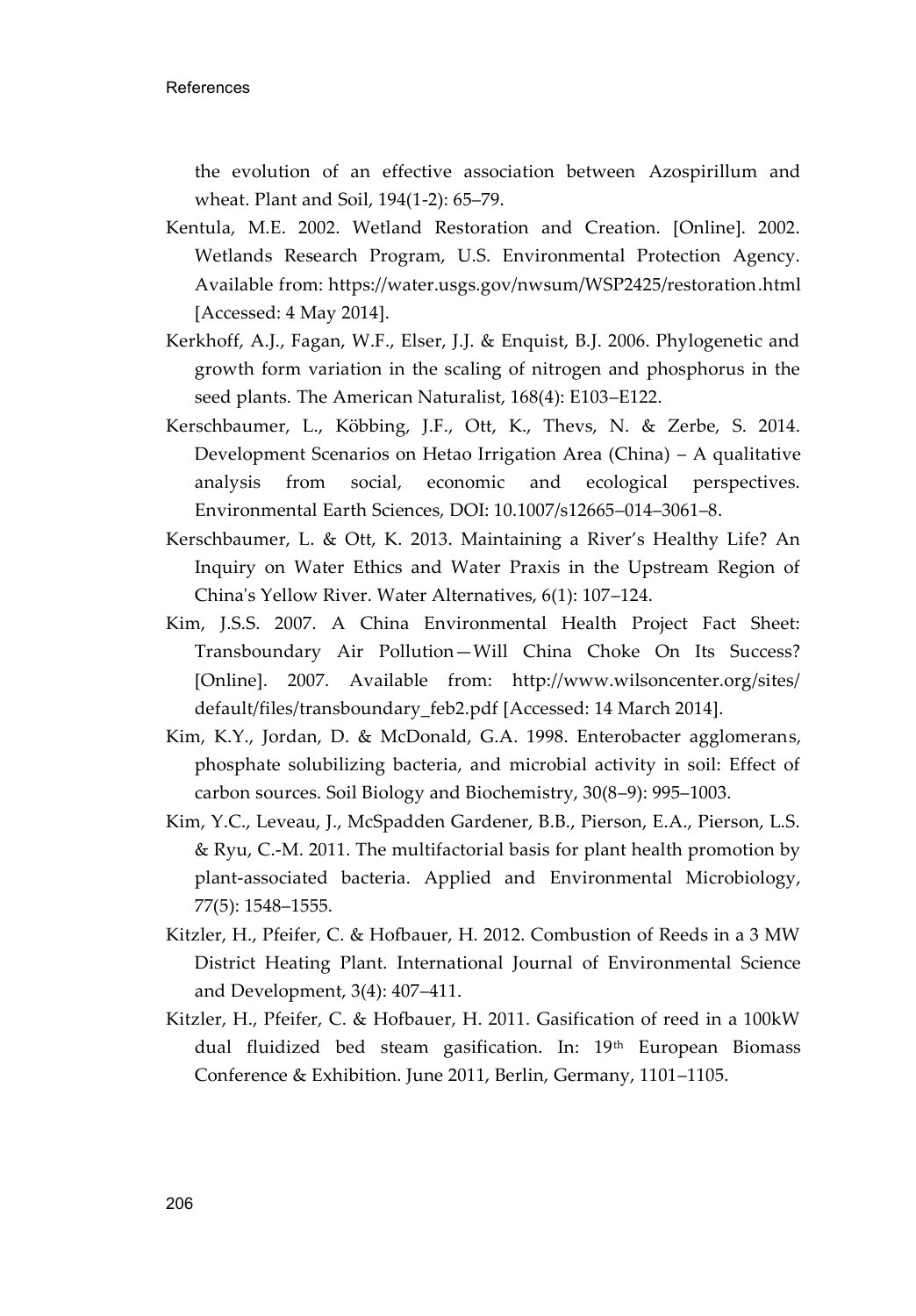the evolution of an effective association between Azospirillum and wheat. Plant and Soil, 194(1-2): 65–79.

Kentula, M.E. 2002. Wetland Restoration and Creation. [Online]. 2002. Wetlands Research Program, U.S. Environmental Protection Agency. Available from: https://water.usgs.gov/nwsum/WSP2425/restoration.html [Accessed: 4 May 2014].

Kerkhoff, A.J., Fagan, W.F., Elser, J.J. & Enquist, B.J. 2006. Phylogenetic and growth form variation in the scaling of nitrogen and phosphorus in the seed plants. The American Naturalist, 168(4): E103–E122.

Kerschbaumer, L., Köbbing, J.F., Ott, K., Thevs, N. & Zerbe, S. 2014. Development Scenarios on Hetao Irrigation Area (China) – A qualitative analysis from social, economic and ecological perspectives. Environmental Earth Sciences, DOI: 10.1007/s12665–014–3061–8.

Kerschbaumer, L. & Ott, K. 2013. Maintaining a River's Healthy Life? An Inquiry on Water Ethics and Water Praxis in the Upstream Region of China's Yellow River. Water Alternatives, 6(1): 107–124.

Kim, J.S.S. 2007. A China Environmental Health Project Fact Sheet: Transboundary Air Pollution—Will China Choke On Its Success? [Online]. 2007. Available from: http://www.wilsoncenter.org/sites/default/files/transboundary_feb2.pdf [Accessed: 14 March 2014].

Kim, K.Y., Jordan, D. & McDonald, G.A. 1998. Enterobacter agglomerans, phosphate solubilizing bacteria, and microbial activity in soil: Effect of carbon sources. Soil Biology and Biochemistry, 30(8–9): 995–1003.

Kim, Y.C., Leveau, J., McSpadden Gardener, B.B., Pierson, E.A., Pierson, L.S. & Ryu, C.-M. 2011. The multifactorial basis for plant health promotion by plant-associated bacteria. Applied and Environmental Microbiology, 77(5): 1548–1555.

Kitzler, H., Pfeifer, C. & Hofbauer, H. 2012. Combustion of Reeds in a 3 MW District Heating Plant. International Journal of Environmental Science and Development, 3(4): 407–411.

Kitzler, H., Pfeifer, C. & Hofbauer, H. 2011. Gasification of reed in a 100kW dual fluidized bed steam gasification. In: 19th European Biomass Conference & Exhibition. June 2011, Berlin, Germany, 1101–1105.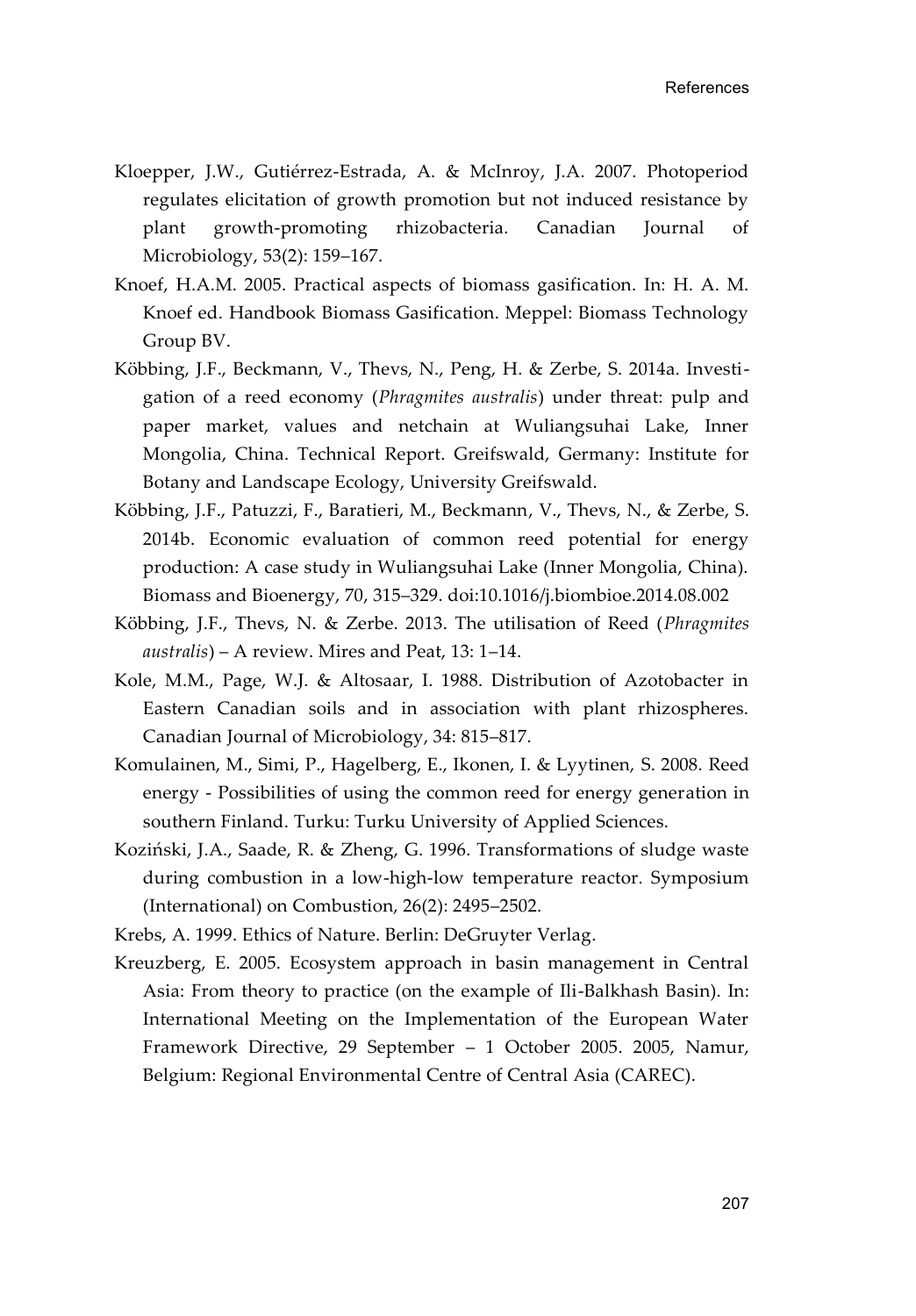Kloepper, J.W., Gutiérrez-Estrada, A. & McInroy, J.A. 2007. Photoperiod regulates elicitation of growth promotion but not induced resistance by plant growth-promoting rhizobacteria. Canadian Journal of Microbiology, 53(2): 159–167.

Knoef, H.A.M. 2005. Practical aspects of biomass gasification. In: H. A. M. Knoef ed. Handbook Biomass Gasification. Meppel: Biomass Technology Group BV.

Köbbing, J.F., Beckmann, V., Thevs, N., Peng, H. & Zerbe, S. 2014a. Investigation of a reed economy (*Phragmites australis*) under threat: pulp and paper market, values and netchain at Wuliangsuhai Lake, Inner Mongolia, China. Technical Report. Greifswald, Germany: Institute for Botany and Landscape Ecology, University Greifswald.

Köbbing, J.F., Patuzzi, F., Baratieri, M., Beckmann, V., Thevs, N., & Zerbe, S. 2014b. Economic evaluation of common reed potential for energy production: A case study in Wuliangsuhai Lake (Inner Mongolia, China). Biomass and Bioenergy, 70, 315–329. doi:10.1016/j.biombioe.2014.08.002

Köbbing, J.F., Thevs, N. & Zerbe. 2013. The utilisation of Reed (*Phragmites australis*) – A review. Mires and Peat, 13: 1–14.

Kole, M.M., Page, W.J. & Altosaar, I. 1988. Distribution of Azotobacter in Eastern Canadian soils and in association with plant rhizospheres. Canadian Journal of Microbiology, 34: 815–817.

Komulainen, M., Simi, P., Hagelberg, E., Ikonen, I. & Lyytinen, S. 2008. Reed energy - Possibilities of using the common reed for energy generation in southern Finland. Turku: Turku University of Applied Sciences.

Koziński, J.A., Saade, R. & Zheng, G. 1996. Transformations of sludge waste during combustion in a low-high-low temperature reactor. Symposium (International) on Combustion, 26(2): 2495–2502.

Krebs, A. 1999. Ethics of Nature. Berlin: DeGruyter Verlag.

Kreuzberg, E. 2005. Ecosystem approach in basin management in Central Asia: From theory to practice (on the example of Ili-Balkhash Basin). In: International Meeting on the Implementation of the European Water Framework Directive, 29 September – 1 October 2005. 2005, Namur, Belgium: Regional Environmental Centre of Central Asia (CAREC).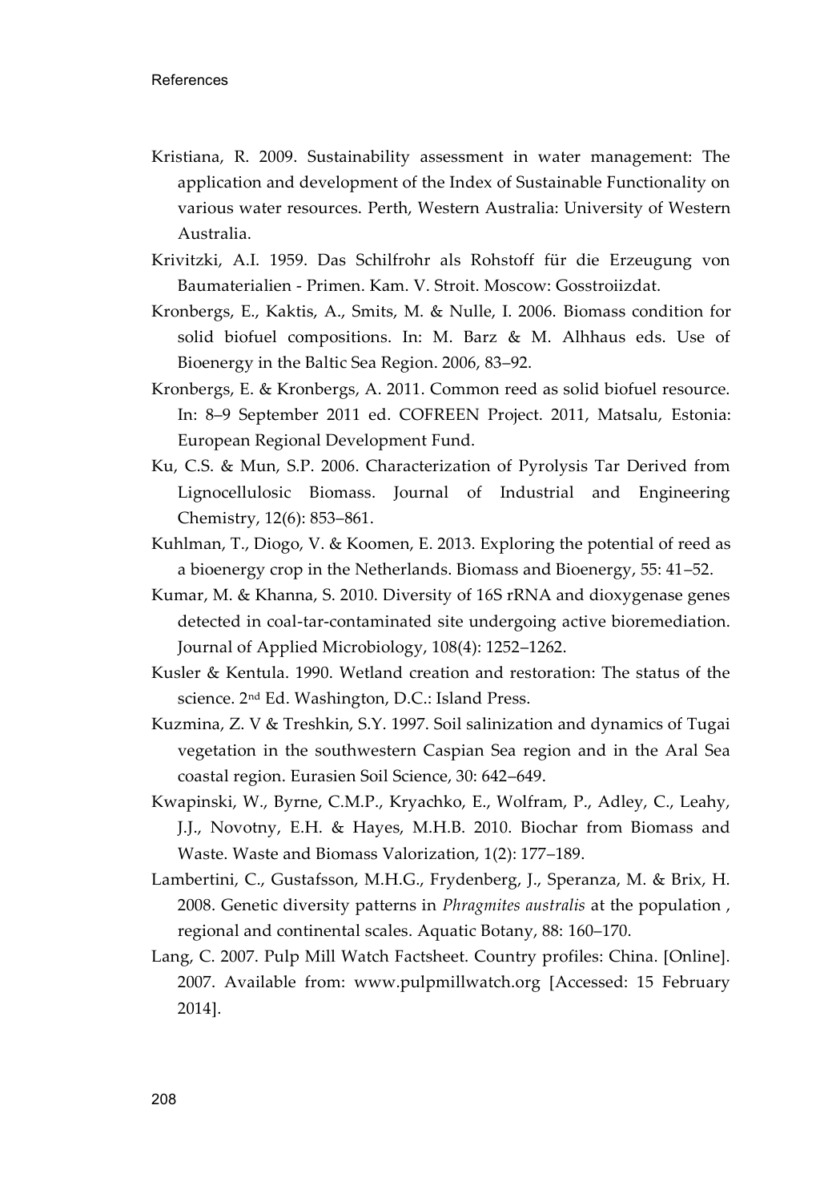Kristiana, R. 2009. Sustainability assessment in water management: The application and development of the Index of Sustainable Functionality on various water resources. Perth, Western Australia: University of Western Australia.

Krivitzki, A.I. 1959. Das Schilfrohr als Rohstoff für die Erzeugung von Baumaterialien - Primen. Kam. V. Stroit. Moscow: Gosstroiizdat.

Kronbergs, E., Kaktis, A., Smits, M. & Nulle, I. 2006. Biomass condition for solid biofuel compositions. In: M. Barz & M. Alhhaus eds. Use of Bioenergy in the Baltic Sea Region. 2006, 83–92.

Kronbergs, E. & Kronbergs, A. 2011. Common reed as solid biofuel resource. In: 8–9 September 2011 ed. COFREEN Project. 2011, Matsalu, Estonia: European Regional Development Fund.

Ku, C.S. & Mun, S.P. 2006. Characterization of Pyrolysis Tar Derived from Lignocellulosic Biomass. Journal of Industrial and Engineering Chemistry, 12(6): 853–861.

Kuhlman, T., Diogo, V. & Koomen, E. 2013. Exploring the potential of reed as a bioenergy crop in the Netherlands. Biomass and Bioenergy, 55: 41–52.

Kumar, M. & Khanna, S. 2010. Diversity of 16S rRNA and dioxygenase genes detected in coal-tar-contaminated site undergoing active bioremediation. Journal of Applied Microbiology, 108(4): 1252–1262.

Kusler & Kentula. 1990. Wetland creation and restoration: The status of the science. 2nd Ed. Washington, D.C.: Island Press.

Kuzmina, Z. V & Treshkin, S.Y. 1997. Soil salinization and dynamics of Tugai vegetation in the southwestern Caspian Sea region and in the Aral Sea coastal region. Eurasien Soil Science, 30: 642–649.

Kwapinski, W., Byrne, C.M.P., Kryachko, E., Wolfram, P., Adley, C., Leahy, J.J., Novotny, E.H. & Hayes, M.H.B. 2010. Biochar from Biomass and Waste. Waste and Biomass Valorization, 1(2): 177–189.

Lambertini, C., Gustafsson, M.H.G., Frydenberg, J., Speranza, M. & Brix, H. 2008. Genetic diversity patterns in *Phragmites australis* at the population , regional and continental scales. Aquatic Botany, 88: 160–170.

Lang, C. 2007. Pulp Mill Watch Factsheet. Country profiles: China. [Online]. 2007. Available from: www.pulpmillwatch.org [Accessed: 15 February 2014].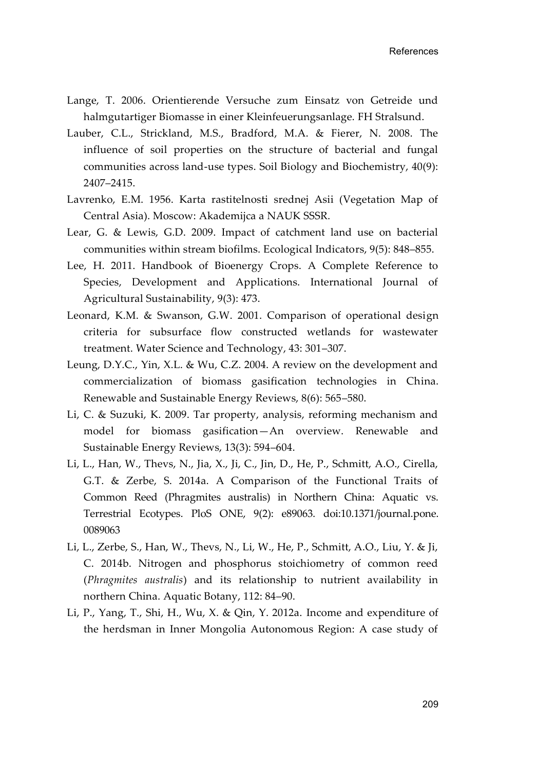Lange, T. 2006. Orientierende Versuche zum Einsatz von Getreide und halmgutartiger Biomasse in einer Kleinfeuerungsanlage. FH Stralsund.

Lauber, C.L., Strickland, M.S., Bradford, M.A. & Fierer, N. 2008. The influence of soil properties on the structure of bacterial and fungal communities across land-use types. Soil Biology and Biochemistry, 40(9): 2407–2415.

Lavrenko, E.M. 1956. Karta rastitelnosti srednej Asii (Vegetation Map of Central Asia). Moscow: Akademijca a NAUK SSSR.

Lear, G. & Lewis, G.D. 2009. Impact of catchment land use on bacterial communities within stream biofilms. Ecological Indicators, 9(5): 848–855.

Lee, H. 2011. Handbook of Bioenergy Crops. A Complete Reference to Species, Development and Applications. International Journal of Agricultural Sustainability, 9(3): 473.

Leonard, K.M. & Swanson, G.W. 2001. Comparison of operational design criteria for subsurface flow constructed wetlands for wastewater treatment. Water Science and Technology, 43: 301–307.

Leung, D.Y.C., Yin, X.L. & Wu, C.Z. 2004. A review on the development and commercialization of biomass gasification technologies in China. Renewable and Sustainable Energy Reviews, 8(6): 565–580.

Li, C. & Suzuki, K. 2009. Tar property, analysis, reforming mechanism and model for biomass gasification—An overview. Renewable and Sustainable Energy Reviews, 13(3): 594–604.

Li, L., Han, W., Thevs, N., Jia, X., Ji, C., Jin, D., He, P., Schmitt, A.O., Cirella, G.T. & Zerbe, S. 2014a. A Comparison of the Functional Traits of Common Reed (Phragmites australis) in Northern China: Aquatic vs. Terrestrial Ecotypes. PloS ONE, 9(2): e89063. doi:10.1371/journal.pone.0089063

Li, L., Zerbe, S., Han, W., Thevs, N., Li, W., He, P., Schmitt, A.O., Liu, Y. & Ji, C. 2014b. Nitrogen and phosphorus stoichiometry of common reed (*Phragmites australis*) and its relationship to nutrient availability in northern China. Aquatic Botany, 112: 84–90.

Li, P., Yang, T., Shi, H., Wu, X. & Qin, Y. 2012a. Income and expenditure of the herdsman in Inner Mongolia Autonomous Region: A case study of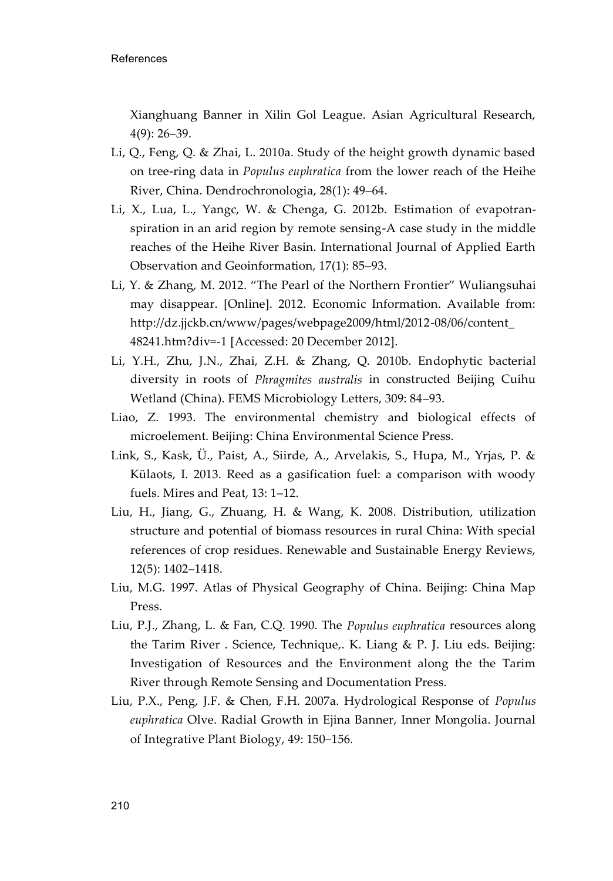Xianghuang Banner in Xilin Gol League. Asian Agricultural Research, 4(9): 26–39.

Li, Q., Feng, Q. & Zhai, L. 2010a. Study of the height growth dynamic based on tree-ring data in *Populus euphratica* from the lower reach of the Heihe River, China. Dendrochronologia, 28(1): 49–64.

Li, X., Lua, L., Yangc, W. & Chenga, G. 2012b. Estimation of evapotranspiration in an arid region by remote sensing-A case study in the middle reaches of the Heihe River Basin. International Journal of Applied Earth Observation and Geoinformation, 17(1): 85–93.

Li, Y. & Zhang, M. 2012. "The Pearl of the Northern Frontier" Wuliangsuhai may disappear. [Online]. 2012. Economic Information. Available from: http://dz.jjckb.cn/www/pages/webpage2009/html/2012-08/06/content_48241.htm?div=-1 [Accessed: 20 December 2012].

Li, Y.H., Zhu, J.N., Zhai, Z.H. & Zhang, Q. 2010b. Endophytic bacterial diversity in roots of *Phragmites australis* in constructed Beijing Cuihu Wetland (China). FEMS Microbiology Letters, 309: 84–93.

Liao, Z. 1993. The environmental chemistry and biological effects of microelement. Beijing: China Environmental Science Press.

Link, S., Kask, Ü., Paist, A., Siirde, A., Arvelakis, S., Hupa, M., Yrjas, P. & Külaots, I. 2013. Reed as a gasification fuel: a comparison with woody fuels. Mires and Peat, 13: 1–12.

Liu, H., Jiang, G., Zhuang, H. & Wang, K. 2008. Distribution, utilization structure and potential of biomass resources in rural China: With special references of crop residues. Renewable and Sustainable Energy Reviews, 12(5): 1402–1418.

Liu, M.G. 1997. Atlas of Physical Geography of China. Beijing: China Map Press.

Liu, P.J., Zhang, L. & Fan, C.Q. 1990. The *Populus euphratica* resources along the Tarim River . Science, Technique,. K. Liang & P. J. Liu eds. Beijing: Investigation of Resources and the Environment along the the Tarim River through Remote Sensing and Documentation Press.

Liu, P.X., Peng, J.F. & Chen, F.H. 2007a. Hydrological Response of *Populus euphratica* Olve. Radial Growth in Ejina Banner, Inner Mongolia. Journal of Integrative Plant Biology, 49: 150−156.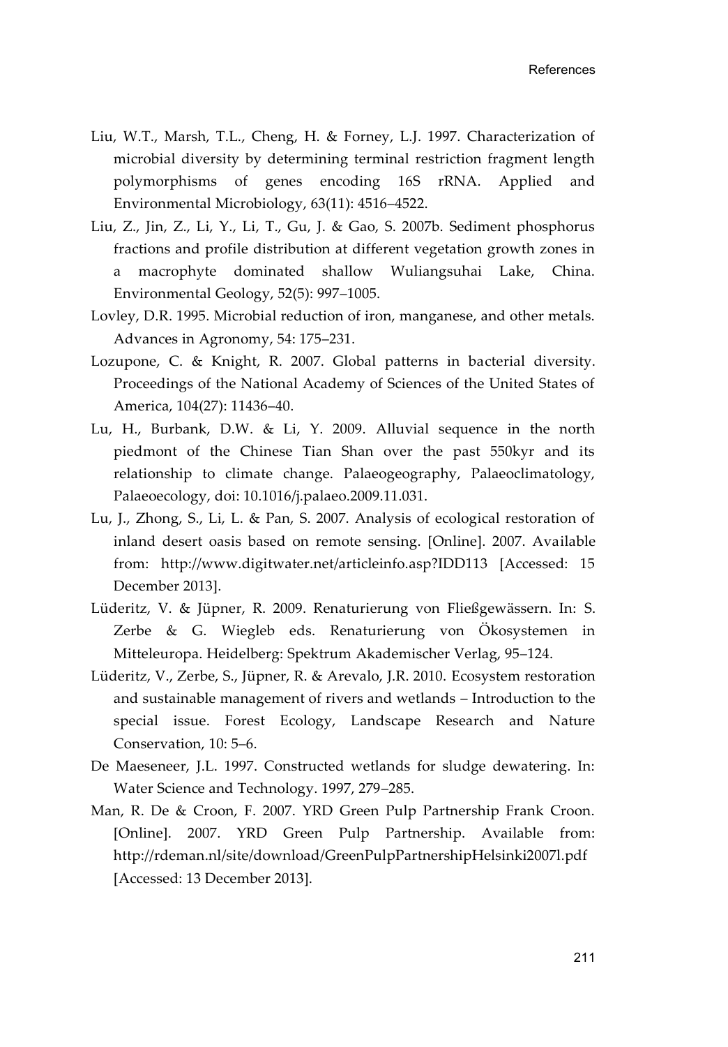Liu, W.T., Marsh, T.L., Cheng, H. & Forney, L.J. 1997. Characterization of microbial diversity by determining terminal restriction fragment length polymorphisms of genes encoding 16S rRNA. Applied and Environmental Microbiology, 63(11): 4516–4522.

Liu, Z., Jin, Z., Li, Y., Li, T., Gu, J. & Gao, S. 2007b. Sediment phosphorus fractions and profile distribution at different vegetation growth zones in a macrophyte dominated shallow Wuliangsuhai Lake, China. Environmental Geology, 52(5): 997–1005.

Lovley, D.R. 1995. Microbial reduction of iron, manganese, and other metals. Advances in Agronomy, 54: 175–231.

Lozupone, C. & Knight, R. 2007. Global patterns in bacterial diversity. Proceedings of the National Academy of Sciences of the United States of America, 104(27): 11436–40.

Lu, H., Burbank, D.W. & Li, Y. 2009. Alluvial sequence in the north piedmont of the Chinese Tian Shan over the past 550kyr and its relationship to climate change. Palaeogeography, Palaeoclimatology, Palaeoecology, doi: 10.1016/j.palaeo.2009.11.031.

Lu, J., Zhong, S., Li, L. & Pan, S. 2007. Analysis of ecological restoration of inland desert oasis based on remote sensing. [Online]. 2007. Available from: http://www.digitwater.net/articleinfo.asp?IDD113 [Accessed: 15 December 2013].

Lüderitz, V. & Jüpner, R. 2009. Renaturierung von Fließgewässern. In: S. Zerbe & G. Wiegleb eds. Renaturierung von Ökosystemen in Mitteleuropa. Heidelberg: Spektrum Akademischer Verlag, 95–124.

Lüderitz, V., Zerbe, S., Jüpner, R. & Arevalo, J.R. 2010. Ecosystem restoration and sustainable management of rivers and wetlands – Introduction to the special issue. Forest Ecology, Landscape Research and Nature Conservation, 10: 5–6.

De Maeseneer, J.L. 1997. Constructed wetlands for sludge dewatering. In: Water Science and Technology. 1997, 279–285.

Man, R. De & Croon, F. 2007. YRD Green Pulp Partnership Frank Croon. [Online]. 2007. YRD Green Pulp Partnership. Available from: http://rdeman.nl/site/download/GreenPulpPartnershipHelsinki2007l.pdf [Accessed: 13 December 2013].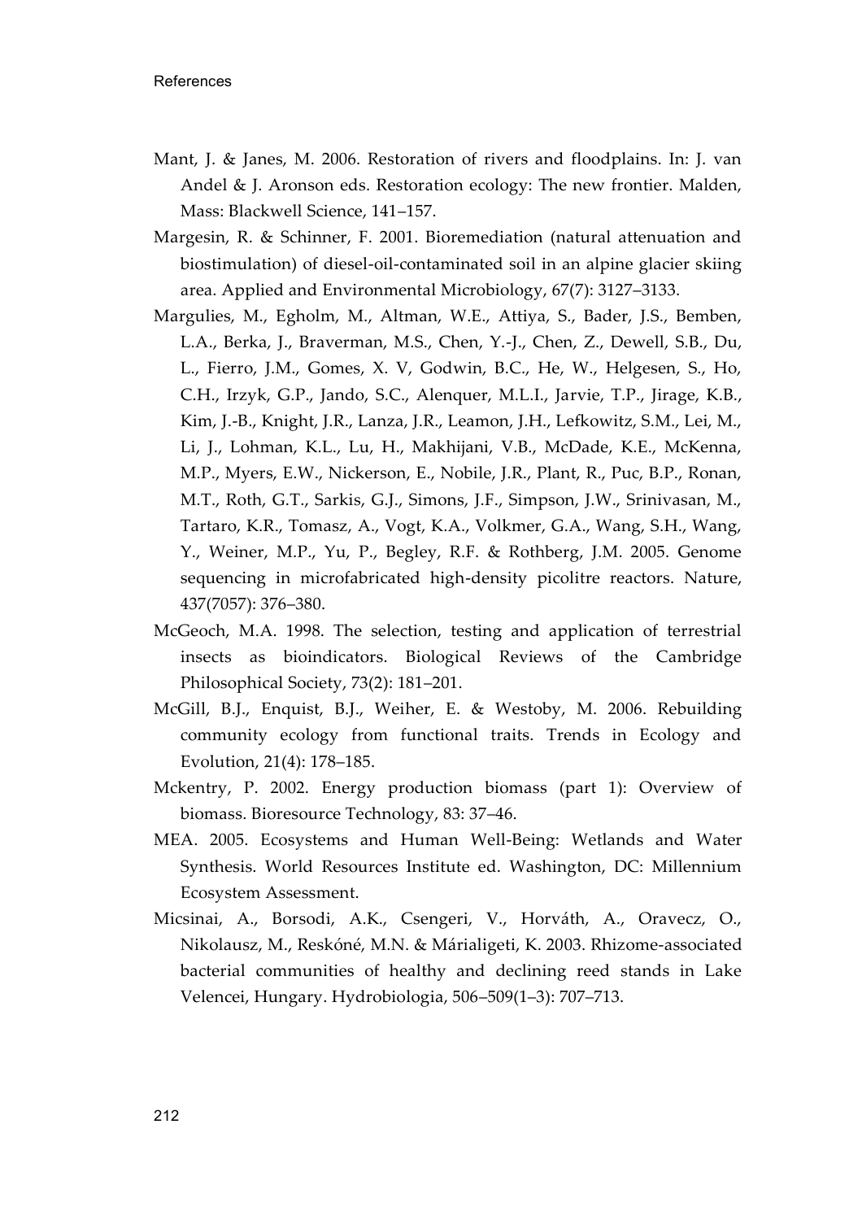Mant, J. & Janes, M. 2006. Restoration of rivers and floodplains. In: J. van Andel & J. Aronson eds. Restoration ecology: The new frontier. Malden, Mass: Blackwell Science, 141–157.

Margesin, R. & Schinner, F. 2001. Bioremediation (natural attenuation and biostimulation) of diesel-oil-contaminated soil in an alpine glacier skiing area. Applied and Environmental Microbiology, 67(7): 3127–3133.

Margulies, M., Egholm, M., Altman, W.E., Attiya, S., Bader, J.S., Bemben, L.A., Berka, J., Braverman, M.S., Chen, Y.-J., Chen, Z., Dewell, S.B., Du, L., Fierro, J.M., Gomes, X. V, Godwin, B.C., He, W., Helgesen, S., Ho, C.H., Irzyk, G.P., Jando, S.C., Alenquer, M.L.I., Jarvie, T.P., Jirage, K.B., Kim, J.-B., Knight, J.R., Lanza, J.R., Leamon, J.H., Lefkowitz, S.M., Lei, M., Li, J., Lohman, K.L., Lu, H., Makhijani, V.B., McDade, K.E., McKenna, M.P., Myers, E.W., Nickerson, E., Nobile, J.R., Plant, R., Puc, B.P., Ronan, M.T., Roth, G.T., Sarkis, G.J., Simons, J.F., Simpson, J.W., Srinivasan, M., Tartaro, K.R., Tomasz, A., Vogt, K.A., Volkmer, G.A., Wang, S.H., Wang, Y., Weiner, M.P., Yu, P., Begley, R.F. & Rothberg, J.M. 2005. Genome sequencing in microfabricated high-density picolitre reactors. Nature, 437(7057): 376–380.

McGeoch, M.A. 1998. The selection, testing and application of terrestrial insects as bioindicators. Biological Reviews of the Cambridge Philosophical Society, 73(2): 181–201.

McGill, B.J., Enquist, B.J., Weiher, E. & Westoby, M. 2006. Rebuilding community ecology from functional traits. Trends in Ecology and Evolution, 21(4): 178–185.

Mckentry, P. 2002. Energy production biomass (part 1): Overview of biomass. Bioresource Technology, 83: 37–46.

MEA. 2005. Ecosystems and Human Well-Being: Wetlands and Water Synthesis. World Resources Institute ed. Washington, DC: Millennium Ecosystem Assessment.

Micsinai, A., Borsodi, A.K., Csengeri, V., Horváth, A., Oravecz, O., Nikolausz, M., Reskóné, M.N. & Márialigeti, K. 2003. Rhizome-associated bacterial communities of healthy and declining reed stands in Lake Velencei, Hungary. Hydrobiologia, 506–509(1–3): 707–713.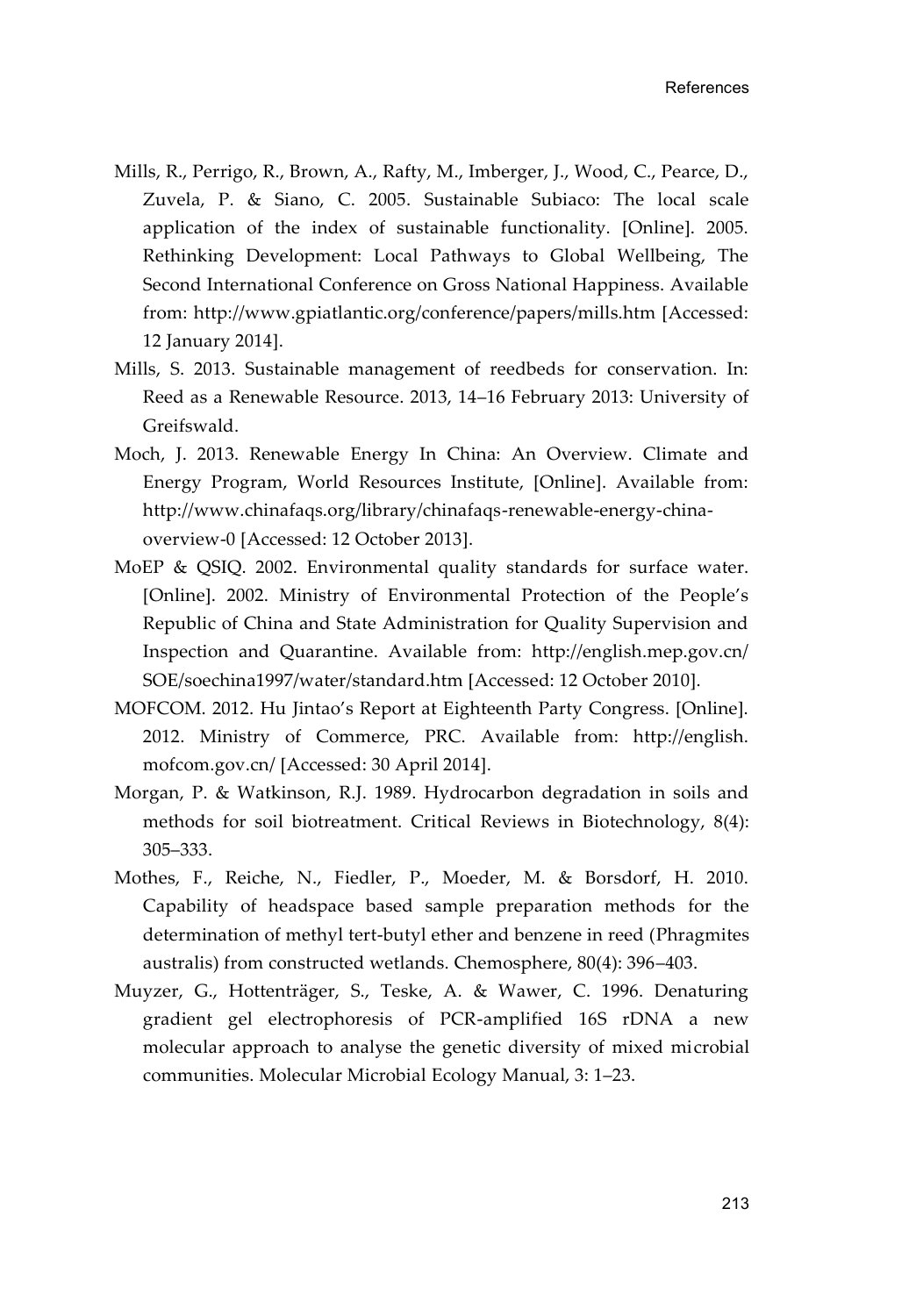Mills, R., Perrigo, R., Brown, A., Rafty, M., Imberger, J., Wood, C., Pearce, D., Zuvela, P. & Siano, C. 2005. Sustainable Subiaco: The local scale application of the index of sustainable functionality. [Online]. 2005. Rethinking Development: Local Pathways to Global Wellbeing, The Second International Conference on Gross National Happiness. Available from: http://www.gpiatlantic.org/conference/papers/mills.htm [Accessed: 12 January 2014].

Mills, S. 2013. Sustainable management of reedbeds for conservation. In: Reed as a Renewable Resource. 2013, 14–16 February 2013: University of Greifswald.

Moch, J. 2013. Renewable Energy In China: An Overview. Climate and Energy Program, World Resources Institute, [Online]. Available from: http://www.chinafaqs.org/library/chinafaqs-renewable-energy-china-overview-0 [Accessed: 12 October 2013].

MoEP & QSIQ. 2002. Environmental quality standards for surface water. [Online]. 2002. Ministry of Environmental Protection of the People's Republic of China and State Administration for Quality Supervision and Inspection and Quarantine. Available from: http://english.mep.gov.cn/SOE/soechina1997/water/standard.htm [Accessed: 12 October 2010].

MOFCOM. 2012. Hu Jintao's Report at Eighteenth Party Congress. [Online]. 2012. Ministry of Commerce, PRC. Available from: http://english.mofcom.gov.cn/ [Accessed: 30 April 2014].

Morgan, P. & Watkinson, R.J. 1989. Hydrocarbon degradation in soils and methods for soil biotreatment. Critical Reviews in Biotechnology, 8(4): 305–333.

Mothes, F., Reiche, N., Fiedler, P., Moeder, M. & Borsdorf, H. 2010. Capability of headspace based sample preparation methods for the determination of methyl tert-butyl ether and benzene in reed (Phragmites australis) from constructed wetlands. Chemosphere, 80(4): 396–403.

Muyzer, G., Hottenträger, S., Teske, A. & Wawer, C. 1996. Denaturing gradient gel electrophoresis of PCR-amplified 16S rDNA a new molecular approach to analyse the genetic diversity of mixed microbial communities. Molecular Microbial Ecology Manual, 3: 1–23.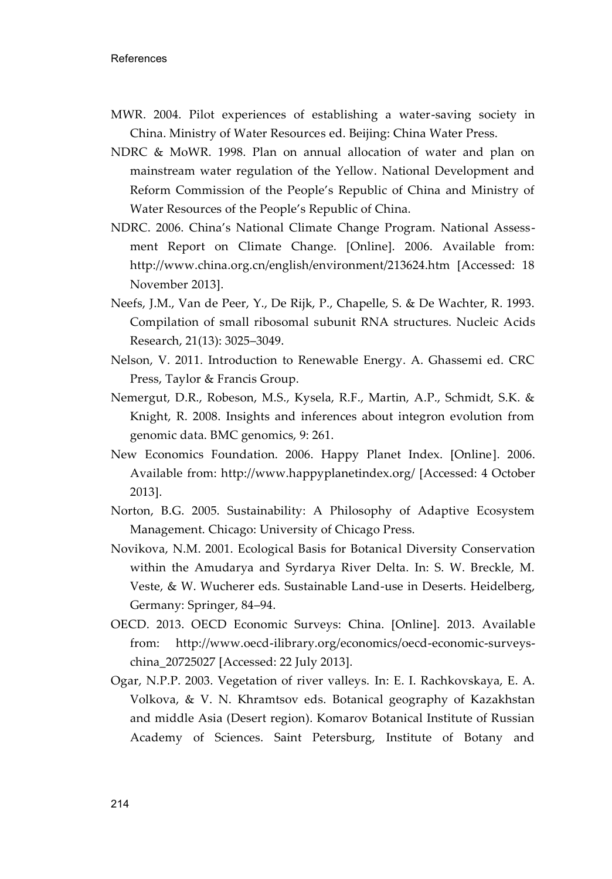MWR. 2004. Pilot experiences of establishing a water-saving society in China. Ministry of Water Resources ed. Beijing: China Water Press.

NDRC & MoWR. 1998. Plan on annual allocation of water and plan on mainstream water regulation of the Yellow. National Development and Reform Commission of the People's Republic of China and Ministry of Water Resources of the People's Republic of China.

NDRC. 2006. China's National Climate Change Program. National Assessment Report on Climate Change. [Online]. 2006. Available from: http://www.china.org.cn/english/environment/213624.htm [Accessed: 18 November 2013].

Neefs, J.M., Van de Peer, Y., De Rijk, P., Chapelle, S. & De Wachter, R. 1993. Compilation of small ribosomal subunit RNA structures. Nucleic Acids Research, 21(13): 3025–3049.

Nelson, V. 2011. Introduction to Renewable Energy. A. Ghassemi ed. CRC Press, Taylor & Francis Group.

Nemergut, D.R., Robeson, M.S., Kysela, R.F., Martin, A.P., Schmidt, S.K. & Knight, R. 2008. Insights and inferences about integron evolution from genomic data. BMC genomics, 9: 261.

New Economics Foundation. 2006. Happy Planet Index. [Online]. 2006. Available from: http://www.happyplanetindex.org/ [Accessed: 4 October 2013].

Norton, B.G. 2005. Sustainability: A Philosophy of Adaptive Ecosystem Management. Chicago: University of Chicago Press.

Novikova, N.M. 2001. Ecological Basis for Botanical Diversity Conservation within the Amudarya and Syrdarya River Delta. In: S. W. Breckle, M. Veste, & W. Wucherer eds. Sustainable Land-use in Deserts. Heidelberg, Germany: Springer, 84–94.

OECD. 2013. OECD Economic Surveys: China. [Online]. 2013. Available from: http://www.oecd-ilibrary.org/economics/oecd-economic-surveys-china_20725027 [Accessed: 22 July 2013].

Ogar, N.P.P. 2003. Vegetation of river valleys. In: E. I. Rachkovskaya, E. A. Volkova, & V. N. Khramtsov eds. Botanical geography of Kazakhstan and middle Asia (Desert region). Komarov Botanical Institute of Russian Academy of Sciences. Saint Petersburg, Institute of Botany and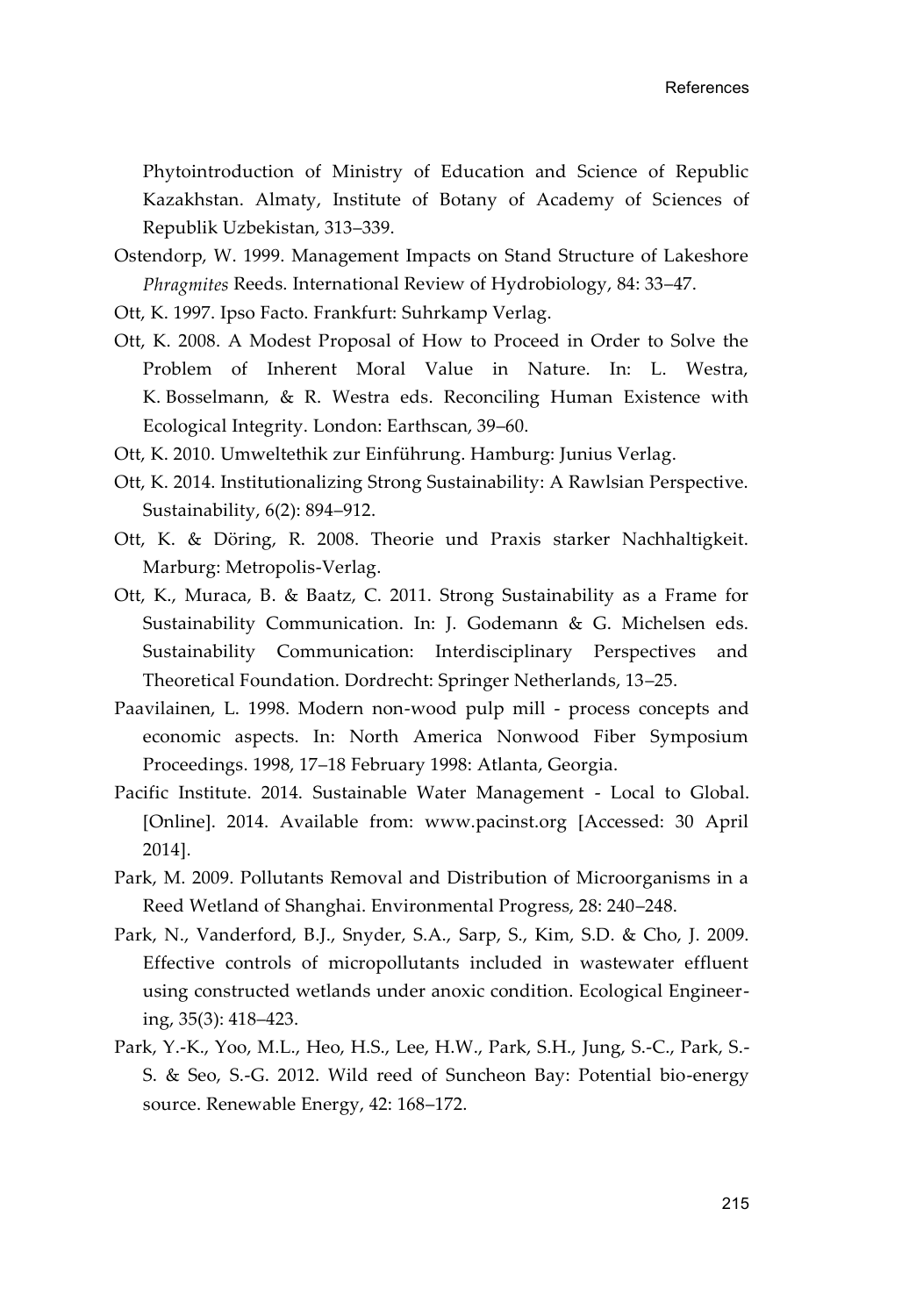Phytointroduction of Ministry of Education and Science of Republic Kazakhstan. Almaty, Institute of Botany of Academy of Sciences of Republik Uzbekistan, 313–339.

Ostendorp, W. 1999. Management Impacts on Stand Structure of Lakeshore *Phragmites* Reeds. International Review of Hydrobiology, 84: 33–47.

Ott, K. 1997. Ipso Facto. Frankfurt: Suhrkamp Verlag.

Ott, K. 2008. A Modest Proposal of How to Proceed in Order to Solve the Problem of Inherent Moral Value in Nature. In: L. Westra, K. Bosselmann, & R. Westra eds. Reconciling Human Existence with Ecological Integrity. London: Earthscan, 39–60.

Ott, K. 2010. Umweltethik zur Einführung. Hamburg: Junius Verlag.

Ott, K. 2014. Institutionalizing Strong Sustainability: A Rawlsian Perspective. Sustainability, 6(2): 894–912.

Ott, K. & Döring, R. 2008. Theorie und Praxis starker Nachhaltigkeit. Marburg: Metropolis-Verlag.

Ott, K., Muraca, B. & Baatz, C. 2011. Strong Sustainability as a Frame for Sustainability Communication. In: J. Godemann & G. Michelsen eds. Sustainability Communication: Interdisciplinary Perspectives and Theoretical Foundation. Dordrecht: Springer Netherlands, 13–25.

Paavilainen, L. 1998. Modern non-wood pulp mill - process concepts and economic aspects. In: North America Nonwood Fiber Symposium Proceedings. 1998, 17–18 February 1998: Atlanta, Georgia.

Pacific Institute. 2014. Sustainable Water Management - Local to Global. [Online]. 2014. Available from: www.pacinst.org [Accessed: 30 April 2014].

Park, M. 2009. Pollutants Removal and Distribution of Microorganisms in a Reed Wetland of Shanghai. Environmental Progress, 28: 240–248.

Park, N., Vanderford, B.J., Snyder, S.A., Sarp, S., Kim, S.D. & Cho, J. 2009. Effective controls of micropollutants included in wastewater effluent using constructed wetlands under anoxic condition. Ecological Engineering, 35(3): 418–423.

Park, Y.-K., Yoo, M.L., Heo, H.S., Lee, H.W., Park, S.H., Jung, S.-C., Park, S.-S. & Seo, S.-G. 2012. Wild reed of Suncheon Bay: Potential bio-energy source. Renewable Energy, 42: 168–172.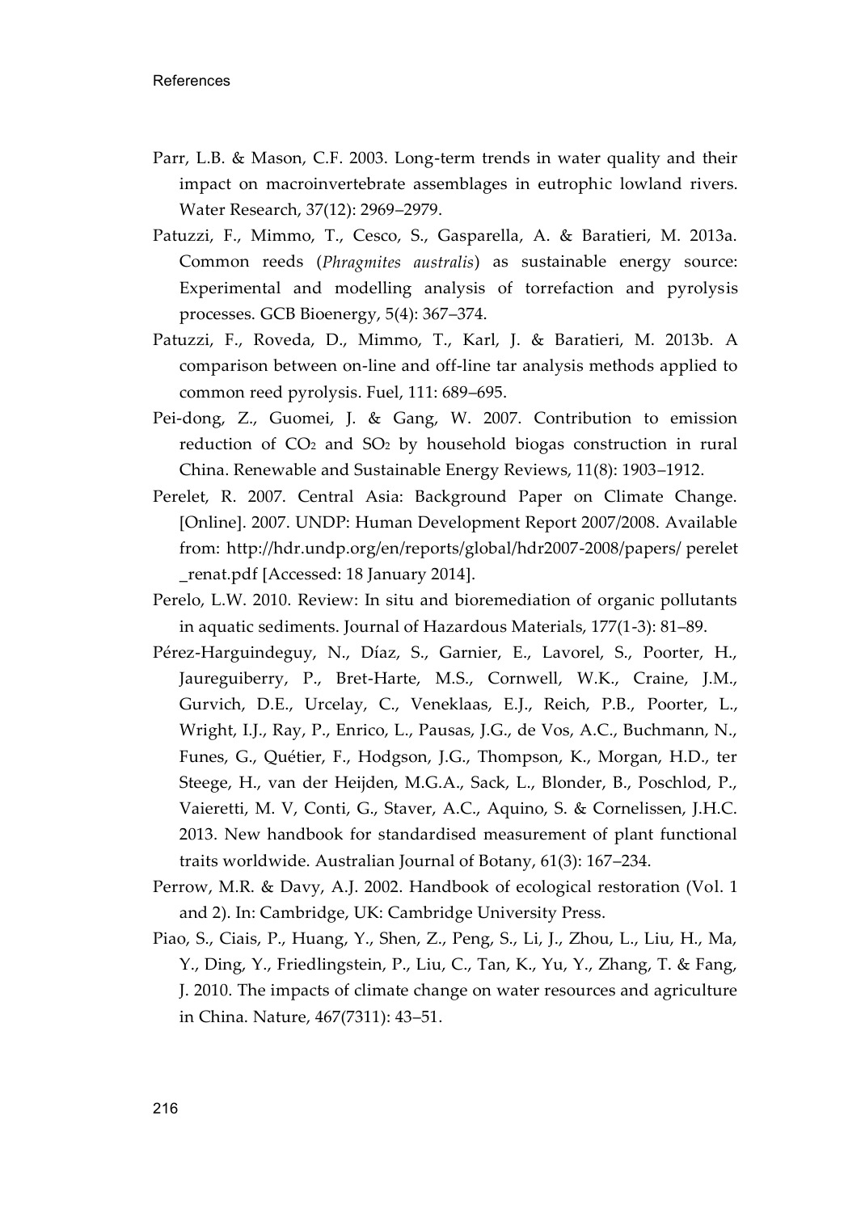Parr, L.B. & Mason, C.F. 2003. Long-term trends in water quality and their impact on macroinvertebrate assemblages in eutrophic lowland rivers. Water Research, 37(12): 2969–2979.

Patuzzi, F., Mimmo, T., Cesco, S., Gasparella, A. & Baratieri, M. 2013a. Common reeds (*Phragmites australis*) as sustainable energy source: Experimental and modelling analysis of torrefaction and pyrolysis processes. GCB Bioenergy, 5(4): 367–374.

Patuzzi, F., Roveda, D., Mimmo, T., Karl, J. & Baratieri, M. 2013b. A comparison between on-line and off-line tar analysis methods applied to common reed pyrolysis. Fuel, 111: 689–695.

Pei-dong, Z., Guomei, J. & Gang, W. 2007. Contribution to emission reduction of $CO_2$ and $SO_2$ by household biogas construction in rural China. Renewable and Sustainable Energy Reviews, 11(8): 1903–1912.

Perelet, R. 2007. Central Asia: Background Paper on Climate Change. [Online]. 2007. UNDP: Human Development Report 2007/2008. Available from: http://hdr.undp.org/en/reports/global/hdr2007-2008/papers/ perelet _renat.pdf [Accessed: 18 January 2014].

Perelo, L.W. 2010. Review: In situ and bioremediation of organic pollutants in aquatic sediments. Journal of Hazardous Materials, 177(1-3): 81–89.

Pérez-Harguindeguy, N., Díaz, S., Garnier, E., Lavorel, S., Poorter, H., Jaureguiberry, P., Bret-Harte, M.S., Cornwell, W.K., Craine, J.M., Gurvich, D.E., Urcelay, C., Veneklaas, E.J., Reich, P.B., Poorter, L., Wright, I.J., Ray, P., Enrico, L., Pausas, J.G., de Vos, A.C., Buchmann, N., Funes, G., Quétier, F., Hodgson, J.G., Thompson, K., Morgan, H.D., ter Steege, H., van der Heijden, M.G.A., Sack, L., Blonder, B., Poschlod, P., Vaieretti, M. V, Conti, G., Staver, A.C., Aquino, S. & Cornelissen, J.H.C. 2013. New handbook for standardised measurement of plant functional traits worldwide. Australian Journal of Botany, 61(3): 167–234.

Perrow, M.R. & Davy, A.J. 2002. Handbook of ecological restoration (Vol. 1 and 2). In: Cambridge, UK: Cambridge University Press.

Piao, S., Ciais, P., Huang, Y., Shen, Z., Peng, S., Li, J., Zhou, L., Liu, H., Ma, Y., Ding, Y., Friedlingstein, P., Liu, C., Tan, K., Yu, Y., Zhang, T. & Fang, J. 2010. The impacts of climate change on water resources and agriculture in China. Nature, 467(7311): 43–51.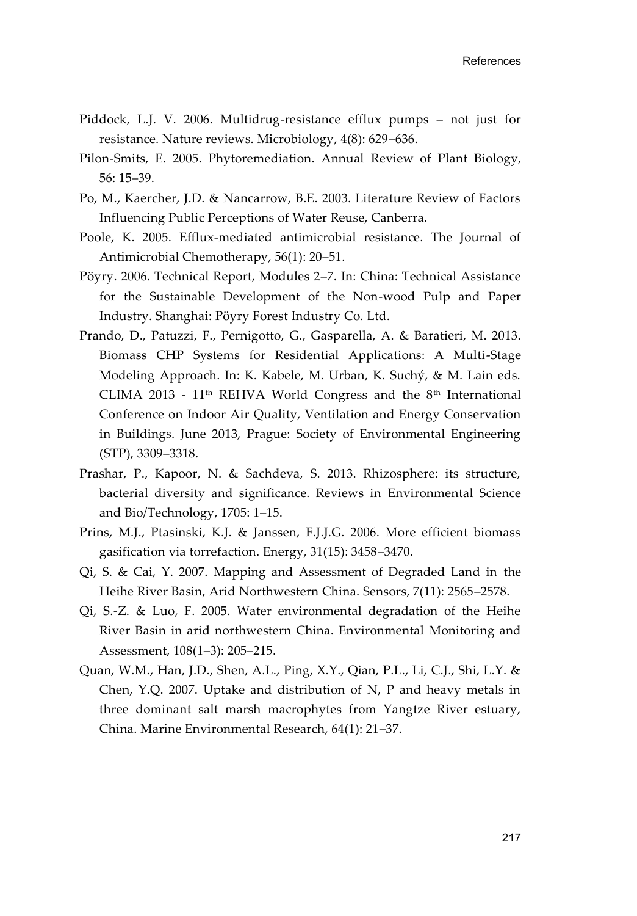Piddock, L.J. V. 2006. Multidrug-resistance efflux pumps – not just for resistance. Nature reviews. Microbiology, 4(8): 629–636.

Pilon-Smits, E. 2005. Phytoremediation. Annual Review of Plant Biology, 56: 15–39.

Po, M., Kaercher, J.D. & Nancarrow, B.E. 2003. Literature Review of Factors Influencing Public Perceptions of Water Reuse, Canberra.

Poole, K. 2005. Efflux-mediated antimicrobial resistance. The Journal of Antimicrobial Chemotherapy, 56(1): 20–51.

Pöyry. 2006. Technical Report, Modules 2–7. In: China: Technical Assistance for the Sustainable Development of the Non-wood Pulp and Paper Industry. Shanghai: Pöyry Forest Industry Co. Ltd.

Prando, D., Patuzzi, F., Pernigotto, G., Gasparella, A. & Baratieri, M. 2013. Biomass CHP Systems for Residential Applications: A Multi-Stage Modeling Approach. In: K. Kabele, M. Urban, K. Suchý, & M. Lain eds. CLIMA 2013 - 11th REHVA World Congress and the 8th International Conference on Indoor Air Quality, Ventilation and Energy Conservation in Buildings. June 2013, Prague: Society of Environmental Engineering (STP), 3309–3318.

Prashar, P., Kapoor, N. & Sachdeva, S. 2013. Rhizosphere: its structure, bacterial diversity and significance. Reviews in Environmental Science and Bio/Technology, 1705: 1–15.

Prins, M.J., Ptasinski, K.J. & Janssen, F.J.J.G. 2006. More efficient biomass gasification via torrefaction. Energy, 31(15): 3458–3470.

Qi, S. & Cai, Y. 2007. Mapping and Assessment of Degraded Land in the Heihe River Basin, Arid Northwestern China. Sensors, 7(11): 2565–2578.

Qi, S.-Z. & Luo, F. 2005. Water environmental degradation of the Heihe River Basin in arid northwestern China. Environmental Monitoring and Assessment, 108(1–3): 205–215.

Quan, W.M., Han, J.D., Shen, A.L., Ping, X.Y., Qian, P.L., Li, C.J., Shi, L.Y. & Chen, Y.Q. 2007. Uptake and distribution of N, P and heavy metals in three dominant salt marsh macrophytes from Yangtze River estuary, China. Marine Environmental Research, 64(1): 21–37.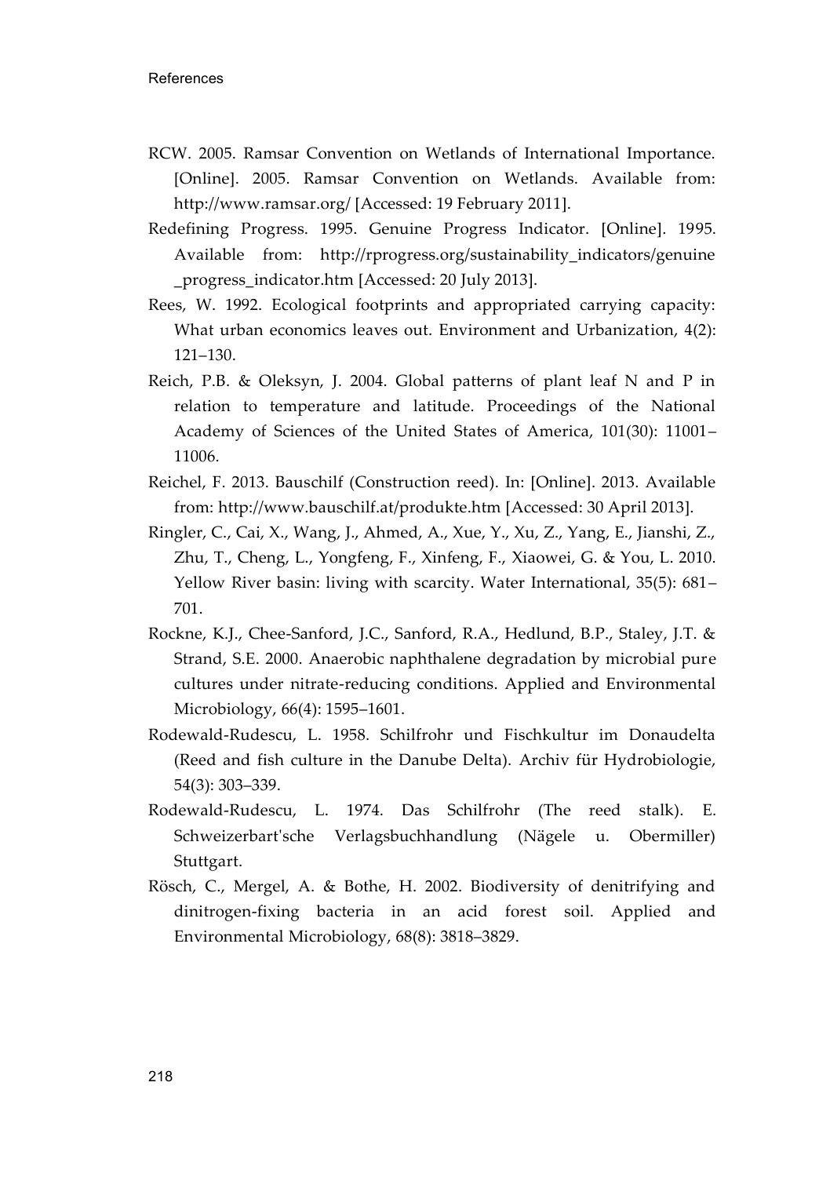RCW. 2005. Ramsar Convention on Wetlands of International Importance. [Online]. 2005. Ramsar Convention on Wetlands. Available from: http://www.ramsar.org/ [Accessed: 19 February 2011].

Redefining Progress. 1995. Genuine Progress Indicator. [Online]. 1995. Available from: http://rprogress.org/sustainability_indicators/genuine_progress_indicator.htm [Accessed: 20 July 2013].

Rees, W. 1992. Ecological footprints and appropriated carrying capacity: What urban economics leaves out. Environment and Urbanization, 4(2): 121–130.

Reich, P.B. & Oleksyn, J. 2004. Global patterns of plant leaf N and P in relation to temperature and latitude. Proceedings of the National Academy of Sciences of the United States of America, 101(30): 11001–11006.

Reichel, F. 2013. Bauschilf (Construction reed). In: [Online]. 2013. Available from: http://www.bauschilf.at/produkte.htm [Accessed: 30 April 2013].

Ringler, C., Cai, X., Wang, J., Ahmed, A., Xue, Y., Xu, Z., Yang, E., Jianshi, Z., Zhu, T., Cheng, L., Yongfeng, F., Xinfeng, F., Xiaowei, G. & You, L. 2010. Yellow River basin: living with scarcity. Water International, 35(5): 681–701.

Rockne, K.J., Chee-Sanford, J.C., Sanford, R.A., Hedlund, B.P., Staley, J.T. & Strand, S.E. 2000. Anaerobic naphthalene degradation by microbial pure cultures under nitrate-reducing conditions. Applied and Environmental Microbiology, 66(4): 1595–1601.

Rodewald-Rudescu, L. 1958. Schilfrohr und Fischkultur im Donaudelta (Reed and fish culture in the Danube Delta). Archiv für Hydrobiologie, 54(3): 303–339.

Rodewald-Rudescu, L. 1974. Das Schilfrohr (The reed stalk). E. Schweizerbart'sche Verlagsbuchhandlung (Nägele u. Obermiller) Stuttgart.

Rösch, C., Mergel, A. & Bothe, H. 2002. Biodiversity of denitrifying and dinitrogen-fixing bacteria in an acid forest soil. Applied and Environmental Microbiology, 68(8): 3818–3829.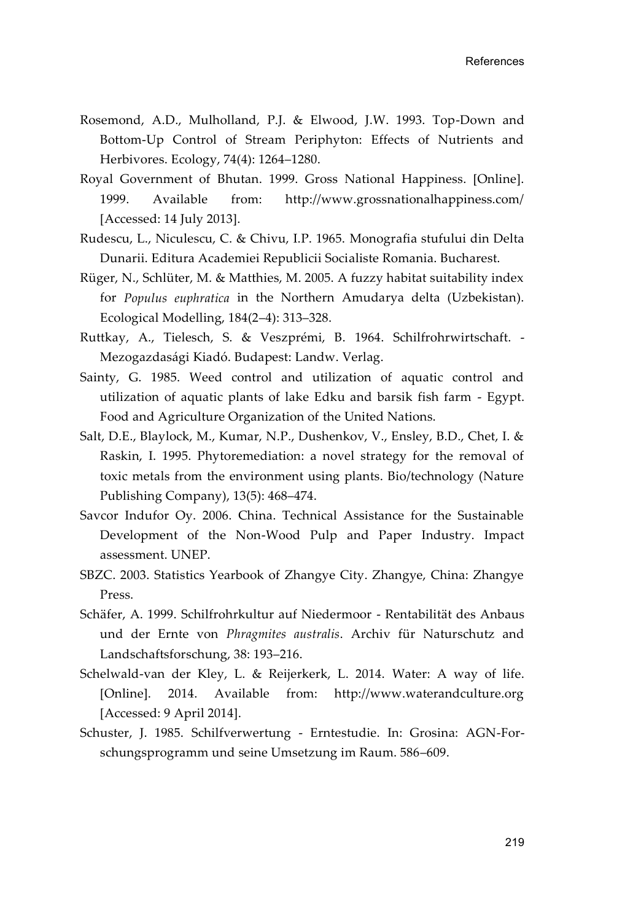Rosemond, A.D., Mulholland, P.J. & Elwood, J.W. 1993. Top-Down and Bottom-Up Control of Stream Periphyton: Effects of Nutrients and Herbivores. Ecology, 74(4): 1264–1280.

Royal Government of Bhutan. 1999. Gross National Happiness. [Online]. 1999. Available from: http://www.grossnationalhappiness.com/ [Accessed: 14 July 2013].

Rudescu, L., Niculescu, C. & Chivu, I.P. 1965. Monografia stufului din Delta Dunarii. Editura Academiei Republicii Socialiste Romania. Bucharest.

Rüger, N., Schlüter, M. & Matthies, M. 2005. A fuzzy habitat suitability index for *Populus euphratica* in the Northern Amudarya delta (Uzbekistan). Ecological Modelling, 184(2–4): 313–328.

Ruttkay, A., Tielesch, S. & Veszprémi, B. 1964. Schilfrohrwirtschaft. - Mezogazdasági Kiadó. Budapest: Landw. Verlag.

Sainty, G. 1985. Weed control and utilization of aquatic control and utilization of aquatic plants of lake Edku and barsik fish farm - Egypt. Food and Agriculture Organization of the United Nations.

Salt, D.E., Blaylock, M., Kumar, N.P., Dushenkov, V., Ensley, B.D., Chet, I. & Raskin, I. 1995. Phytoremediation: a novel strategy for the removal of toxic metals from the environment using plants. Bio/technology (Nature Publishing Company), 13(5): 468–474.

Savcor Indufor Oy. 2006. China. Technical Assistance for the Sustainable Development of the Non-Wood Pulp and Paper Industry. Impact assessment. UNEP.

SBZC. 2003. Statistics Yearbook of Zhangye City. Zhangye, China: Zhangye Press.

Schäfer, A. 1999. Schilfrohrkultur auf Niedermoor - Rentabilität des Anbaus und der Ernte von *Phragmites australis*. Archiv für Naturschutz and Landschaftsforschung, 38: 193–216.

Schelwald-van der Kley, L. & Reijerkerk, L. 2014. Water: A way of life. [Online]. 2014. Available from: http://www.waterandculture.org [Accessed: 9 April 2014].

Schuster, J. 1985. Schilfverwertung - Erntestudie. In: Grosina: AGN-Forschungsprogramm und seine Umsetzung im Raum. 586–609.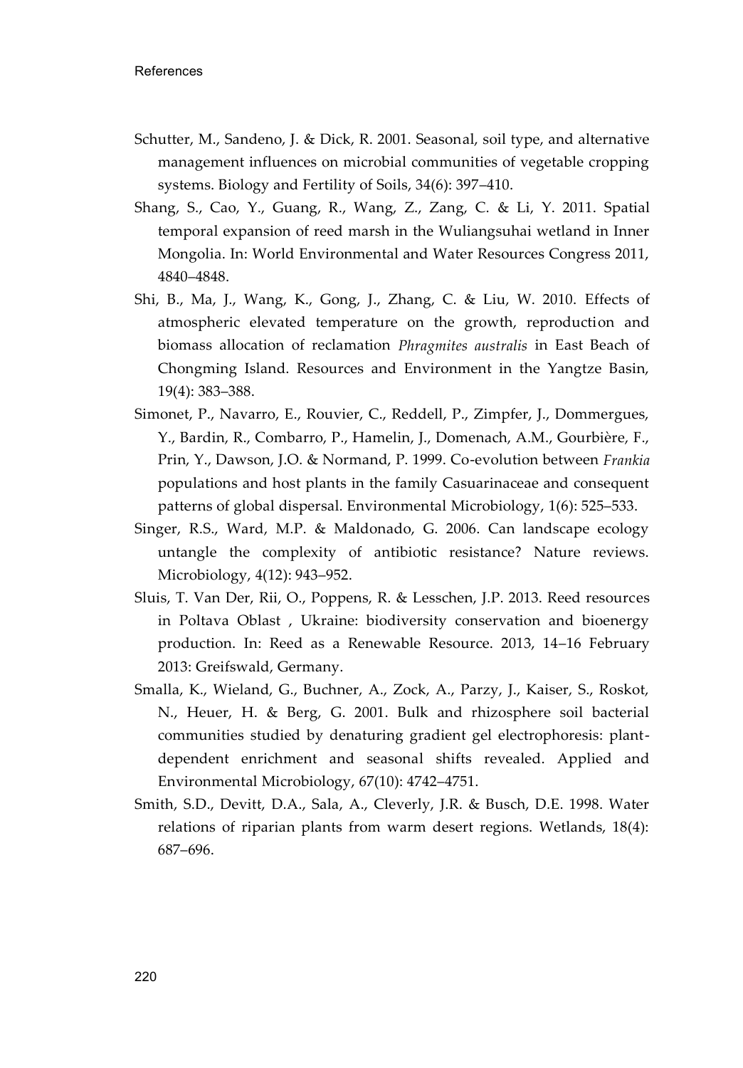Schutter, M., Sandeno, J. & Dick, R. 2001. Seasonal, soil type, and alternative management influences on microbial communities of vegetable cropping systems. Biology and Fertility of Soils, 34(6): 397–410.

Shang, S., Cao, Y., Guang, R., Wang, Z., Zang, C. & Li, Y. 2011. Spatial temporal expansion of reed marsh in the Wuliangsuhai wetland in Inner Mongolia. In: World Environmental and Water Resources Congress 2011, 4840–4848.

Shi, B., Ma, J., Wang, K., Gong, J., Zhang, C. & Liu, W. 2010. Effects of atmospheric elevated temperature on the growth, reproduction and biomass allocation of reclamation *Phragmites australis* in East Beach of Chongming Island. Resources and Environment in the Yangtze Basin, 19(4): 383–388.

Simonet, P., Navarro, E., Rouvier, C., Reddell, P., Zimpfer, J., Dommergues, Y., Bardin, R., Combarro, P., Hamelin, J., Domenach, A.M., Gourbière, F., Prin, Y., Dawson, J.O. & Normand, P. 1999. Co-evolution between *Frankia* populations and host plants in the family Casuarinaceae and consequent patterns of global dispersal. Environmental Microbiology, 1(6): 525–533.

Singer, R.S., Ward, M.P. & Maldonado, G. 2006. Can landscape ecology untangle the complexity of antibiotic resistance? Nature reviews. Microbiology, 4(12): 943–952.

Sluis, T. Van Der, Rii, O., Poppens, R. & Lesschen, J.P. 2013. Reed resources in Poltava Oblast , Ukraine: biodiversity conservation and bioenergy production. In: Reed as a Renewable Resource. 2013, 14–16 February 2013: Greifswald, Germany.

Smalla, K., Wieland, G., Buchner, A., Zock, A., Parzy, J., Kaiser, S., Roskot, N., Heuer, H. & Berg, G. 2001. Bulk and rhizosphere soil bacterial communities studied by denaturing gradient gel electrophoresis: plant-dependent enrichment and seasonal shifts revealed. Applied and Environmental Microbiology, 67(10): 4742–4751.

Smith, S.D., Devitt, D.A., Sala, A., Cleverly, J.R. & Busch, D.E. 1998. Water relations of riparian plants from warm desert regions. Wetlands, 18(4): 687–696.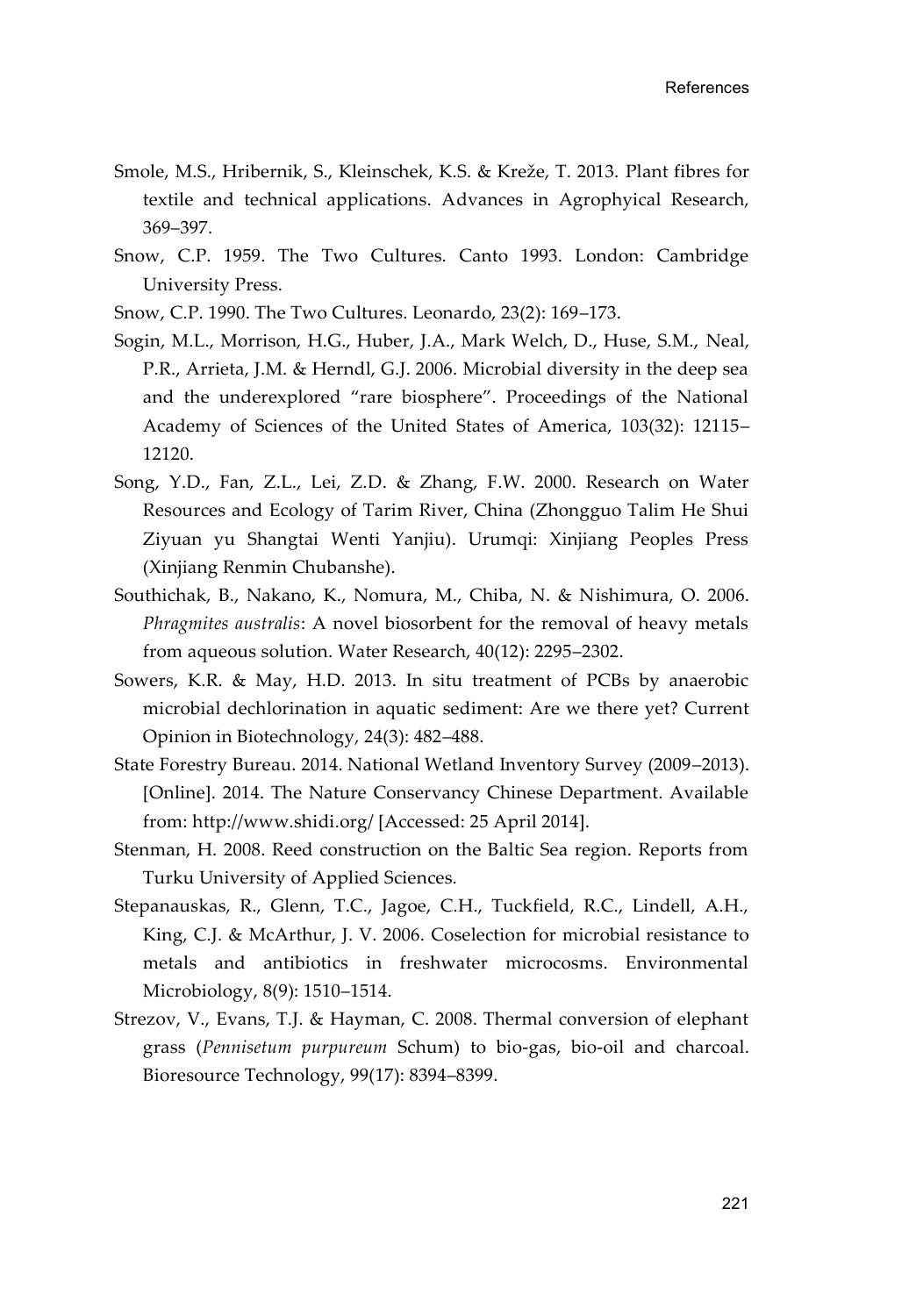Smole, M.S., Hribernik, S., Kleinschek, K.S. & Kreže, T. 2013. Plant fibres for textile and technical applications. Advances in Agrophyical Research, 369–397.

Snow, C.P. 1959. The Two Cultures. Canto 1993. London: Cambridge University Press.

Snow, C.P. 1990. The Two Cultures. Leonardo, 23(2): 169–173.

Sogin, M.L., Morrison, H.G., Huber, J.A., Mark Welch, D., Huse, S.M., Neal, P.R., Arrieta, J.M. & Herndl, G.J. 2006. Microbial diversity in the deep sea and the underexplored "rare biosphere". Proceedings of the National Academy of Sciences of the United States of America, 103(32): 12115–12120.

Song, Y.D., Fan, Z.L., Lei, Z.D. & Zhang, F.W. 2000. Research on Water Resources and Ecology of Tarim River, China (Zhongguo Talim He Shui Ziyuan yu Shangtai Wenti Yanjiu). Urumqi: Xinjiang Peoples Press (Xinjiang Renmin Chubanshe).

Southichak, B., Nakano, K., Nomura, M., Chiba, N. & Nishimura, O. 2006. *Phragmites australis*: A novel biosorbent for the removal of heavy metals from aqueous solution. Water Research, 40(12): 2295–2302.

Sowers, K.R. & May, H.D. 2013. In situ treatment of PCBs by anaerobic microbial dechlorination in aquatic sediment: Are we there yet? Current Opinion in Biotechnology, 24(3): 482–488.

State Forestry Bureau. 2014. National Wetland Inventory Survey (2009–2013). [Online]. 2014. The Nature Conservancy Chinese Department. Available from: http://www.shidi.org/ [Accessed: 25 April 2014].

Stenman, H. 2008. Reed construction on the Baltic Sea region. Reports from Turku University of Applied Sciences.

Stepanauskas, R., Glenn, T.C., Jagoe, C.H., Tuckfield, R.C., Lindell, A.H., King, C.J. & McArthur, J. V. 2006. Coselection for microbial resistance to metals and antibiotics in freshwater microcosms. Environmental Microbiology, 8(9): 1510–1514.

Strezov, V., Evans, T.J. & Hayman, C. 2008. Thermal conversion of elephant grass (*Pennisetum purpureum* Schum) to bio-gas, bio-oil and charcoal. Bioresource Technology, 99(17): 8394–8399.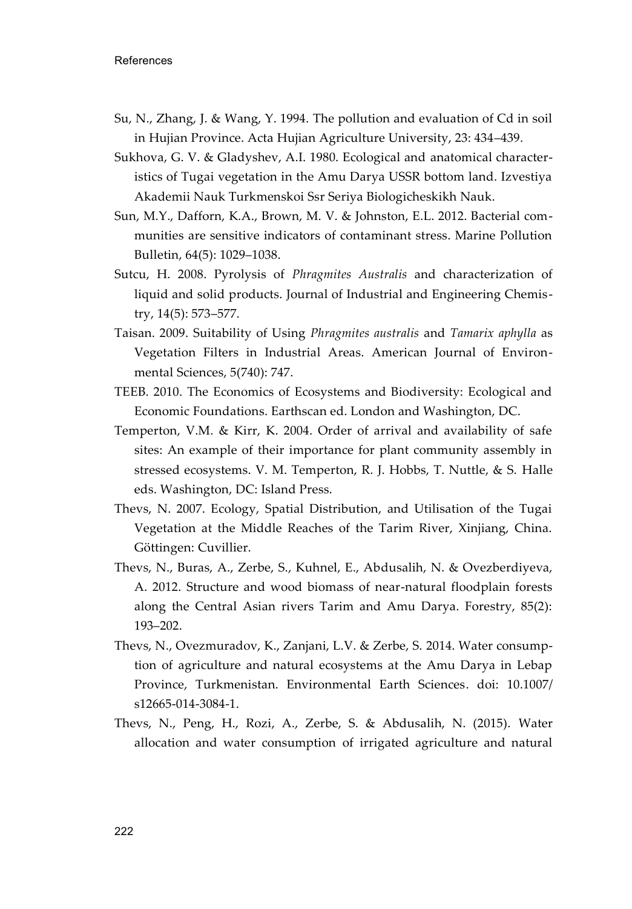Su, N., Zhang, J. & Wang, Y. 1994. The pollution and evaluation of Cd in soil in Hujian Province. Acta Hujian Agriculture University, 23: 434–439.

Sukhova, G. V. & Gladyshev, A.I. 1980. Ecological and anatomical characteristics of Tugai vegetation in the Amu Darya USSR bottom land. Izvestiya Akademii Nauk Turkmenskoi Ssr Seriya Biologicheskikh Nauk.

Sun, M.Y., Dafforn, K.A., Brown, M. V. & Johnston, E.L. 2012. Bacterial communities are sensitive indicators of contaminant stress. Marine Pollution Bulletin, 64(5): 1029–1038.

Sutcu, H. 2008. Pyrolysis of *Phragmites Australis* and characterization of liquid and solid products. Journal of Industrial and Engineering Chemistry, 14(5): 573–577.

Taisan. 2009. Suitability of Using *Phragmites australis* and *Tamarix aphylla* as Vegetation Filters in Industrial Areas. American Journal of Environmental Sciences, 5(740): 747.

TEEB. 2010. The Economics of Ecosystems and Biodiversity: Ecological and Economic Foundations. Earthscan ed. London and Washington, DC.

Temperton, V.M. & Kirr, K. 2004. Order of arrival and availability of safe sites: An example of their importance for plant community assembly in stressed ecosystems. V. M. Temperton, R. J. Hobbs, T. Nuttle, & S. Halle eds. Washington, DC: Island Press.

Thevs, N. 2007. Ecology, Spatial Distribution, and Utilisation of the Tugai Vegetation at the Middle Reaches of the Tarim River, Xinjiang, China. Göttingen: Cuvillier.

Thevs, N., Buras, A., Zerbe, S., Kuhnel, E., Abdusalih, N. & Ovezberdiyeva, A. 2012. Structure and wood biomass of near-natural floodplain forests along the Central Asian rivers Tarim and Amu Darya. Forestry, 85(2): 193–202.

Thevs, N., Ovezmuradov, K., Zanjani, L.V. & Zerbe, S. 2014. Water consumption of agriculture and natural ecosystems at the Amu Darya in Lebap Province, Turkmenistan. Environmental Earth Sciences. doi: 10.1007/s12665-014-3084-1.

Thevs, N., Peng, H., Rozi, A., Zerbe, S. & Abdusalih, N. (2015). Water allocation and water consumption of irrigated agriculture and natural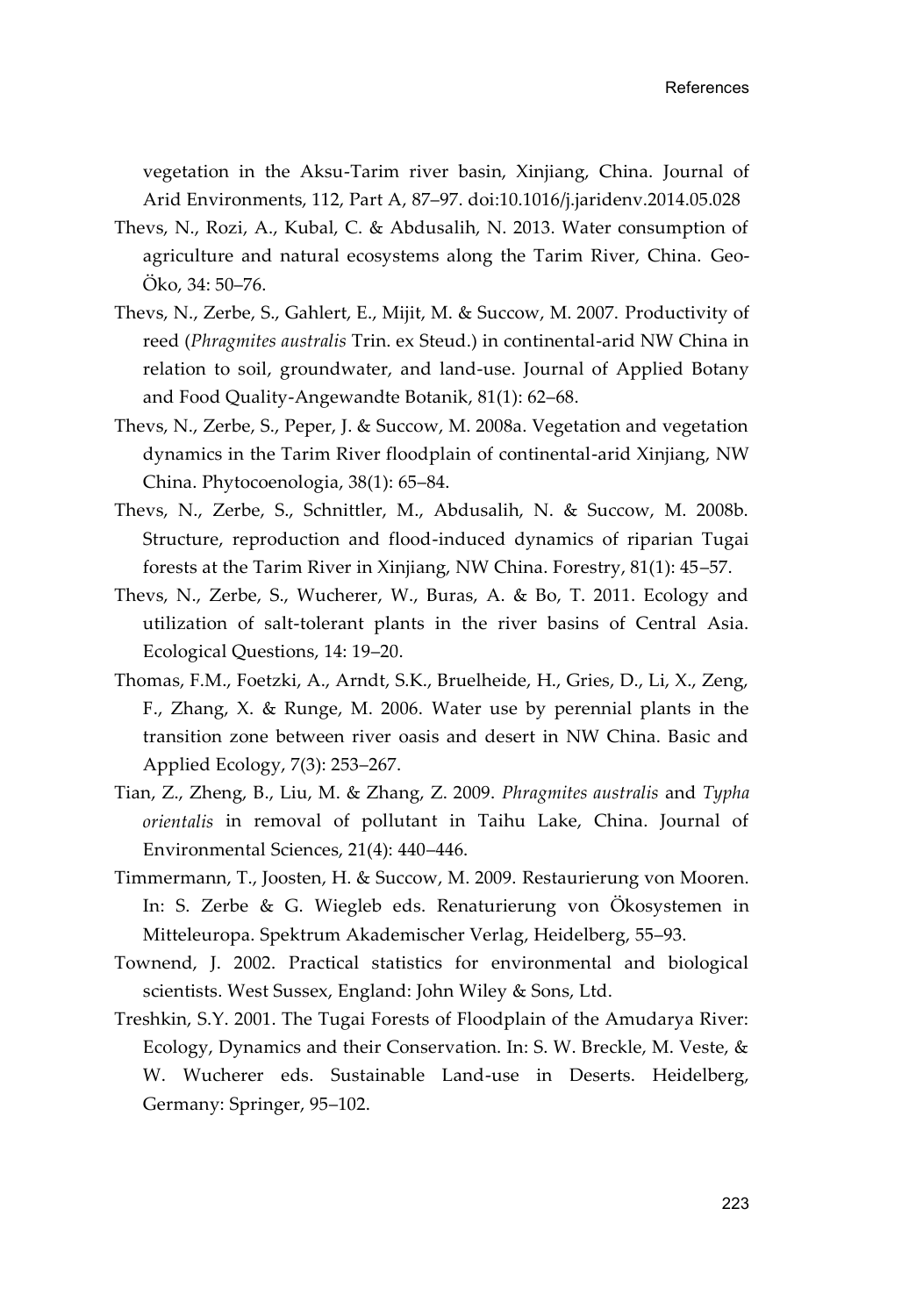vegetation in the Aksu-Tarim river basin, Xinjiang, China. Journal of Arid Environments, 112, Part A, 87–97. doi:10.1016/j.jaridenv.2014.05.028

Thevs, N., Rozi, A., Kubal, C. & Abdusalih, N. 2013. Water consumption of agriculture and natural ecosystems along the Tarim River, China. Geo-Öko, 34: 50–76.

Thevs, N., Zerbe, S., Gahlert, E., Mijit, M. & Succow, M. 2007. Productivity of reed (*Phragmites australis* Trin. ex Steud.) in continental-arid NW China in relation to soil, groundwater, and land-use. Journal of Applied Botany and Food Quality-Angewandte Botanik, 81(1): 62–68.

Thevs, N., Zerbe, S., Peper, J. & Succow, M. 2008a. Vegetation and vegetation dynamics in the Tarim River floodplain of continental-arid Xinjiang, NW China. Phytocoenologia, 38(1): 65–84.

Thevs, N., Zerbe, S., Schnittler, M., Abdusalih, N. & Succow, M. 2008b. Structure, reproduction and flood-induced dynamics of riparian Tugai forests at the Tarim River in Xinjiang, NW China. Forestry, 81(1): 45–57.

Thevs, N., Zerbe, S., Wucherer, W., Buras, A. & Bo, T. 2011. Ecology and utilization of salt-tolerant plants in the river basins of Central Asia. Ecological Questions, 14: 19–20.

Thomas, F.M., Foetzki, A., Arndt, S.K., Bruelheide, H., Gries, D., Li, X., Zeng, F., Zhang, X. & Runge, M. 2006. Water use by perennial plants in the transition zone between river oasis and desert in NW China. Basic and Applied Ecology, 7(3): 253–267.

Tian, Z., Zheng, B., Liu, M. & Zhang, Z. 2009. *Phragmites australis* and *Typha orientalis* in removal of pollutant in Taihu Lake, China. Journal of Environmental Sciences, 21(4): 440–446.

Timmermann, T., Joosten, H. & Succow, M. 2009. Restaurierung von Mooren. In: S. Zerbe & G. Wiegleb eds. Renaturierung von Ökosystemen in Mitteleuropa. Spektrum Akademischer Verlag, Heidelberg, 55–93.

Townend, J. 2002. Practical statistics for environmental and biological scientists. West Sussex, England: John Wiley & Sons, Ltd.

Treshkin, S.Y. 2001. The Tugai Forests of Floodplain of the Amudarya River: Ecology, Dynamics and their Conservation. In: S. W. Breckle, M. Veste, & W. Wucherer eds. Sustainable Land-use in Deserts. Heidelberg, Germany: Springer, 95–102.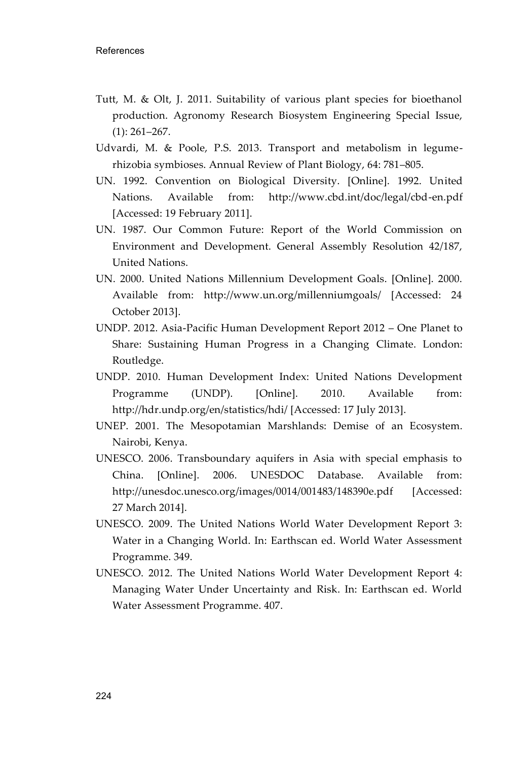Tutt, M. & Olt, J. 2011. Suitability of various plant species for bioethanol production. Agronomy Research Biosystem Engineering Special Issue, (1): 261–267.

Udvardi, M. & Poole, P.S. 2013. Transport and metabolism in legume-rhizobia symbioses. Annual Review of Plant Biology, 64: 781–805.

UN. 1992. Convention on Biological Diversity. [Online]. 1992. United Nations. Available from: http://www.cbd.int/doc/legal/cbd-en.pdf [Accessed: 19 February 2011].

UN. 1987. Our Common Future: Report of the World Commission on Environment and Development. General Assembly Resolution 42/187, United Nations.

UN. 2000. United Nations Millennium Development Goals. [Online]. 2000. Available from: http://www.un.org/millenniumgoals/ [Accessed: 24 October 2013].

UNDP. 2012. Asia-Pacific Human Development Report 2012 – One Planet to Share: Sustaining Human Progress in a Changing Climate. London: Routledge.

UNDP. 2010. Human Development Index: United Nations Development Programme (UNDP). [Online]. 2010. Available from: http://hdr.undp.org/en/statistics/hdi/ [Accessed: 17 July 2013].

UNEP. 2001. The Mesopotamian Marshlands: Demise of an Ecosystem. Nairobi, Kenya.

UNESCO. 2006. Transboundary aquifers in Asia with special emphasis to China. [Online]. 2006. UNESDOC Database. Available from: http://unesdoc.unesco.org/images/0014/001483/148390e.pdf [Accessed: 27 March 2014].

UNESCO. 2009. The United Nations World Water Development Report 3: Water in a Changing World. In: Earthscan ed. World Water Assessment Programme. 349.

UNESCO. 2012. The United Nations World Water Development Report 4: Managing Water Under Uncertainty and Risk. In: Earthscan ed. World Water Assessment Programme. 407.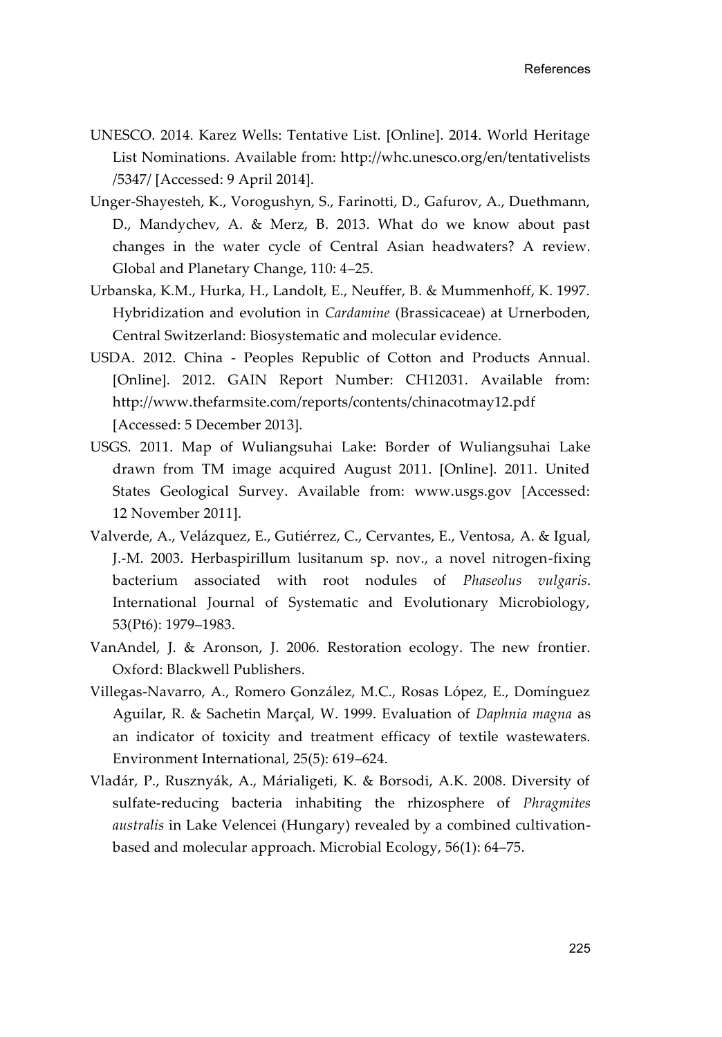UNESCO. 2014. Karez Wells: Tentative List. [Online]. 2014. World Heritage List Nominations. Available from: http://whc.unesco.org/en/tentativelists/5347/ [Accessed: 9 April 2014].

Unger-Shayesteh, K., Vorogushyn, S., Farinotti, D., Gafurov, A., Duethmann, D., Mandychev, A. & Merz, B. 2013. What do we know about past changes in the water cycle of Central Asian headwaters? A review. Global and Planetary Change, 110: 4–25.

Urbanska, K.M., Hurka, H., Landolt, E., Neuffer, B. & Mummenhoff, K. 1997. Hybridization and evolution in *Cardamine* (Brassicaceae) at Urnerboden, Central Switzerland: Biosystematic and molecular evidence.

USDA. 2012. China - Peoples Republic of Cotton and Products Annual. [Online]. 2012. GAIN Report Number: CH12031. Available from: http://www.thefarmsite.com/reports/contents/chinacotmay12.pdf [Accessed: 5 December 2013].

USGS. 2011. Map of Wuliangsuhai Lake: Border of Wuliangsuhai Lake drawn from TM image acquired August 2011. [Online]. 2011. United States Geological Survey. Available from: www.usgs.gov [Accessed: 12 November 2011].

Valverde, A., Velázquez, E., Gutiérrez, C., Cervantes, E., Ventosa, A. & Igual, J.-M. 2003. Herbaspirillum lusitanum sp. nov., a novel nitrogen-fixing bacterium associated with root nodules of *Phaseolus vulgaris*. International Journal of Systematic and Evolutionary Microbiology, 53(Pt6): 1979–1983.

VanAndel, J. & Aronson, J. 2006. Restoration ecology. The new frontier. Oxford: Blackwell Publishers.

Villegas-Navarro, A., Romero González, M.C., Rosas López, E., Domínguez Aguilar, R. & Sachetin Marçal, W. 1999. Evaluation of *Daphnia magna* as an indicator of toxicity and treatment efficacy of textile wastewaters. Environment International, 25(5): 619–624.

Vladár, P., Rusznyák, A., Márialigeti, K. & Borsodi, A.K. 2008. Diversity of sulfate-reducing bacteria inhabiting the rhizosphere of *Phragmites australis* in Lake Velencei (Hungary) revealed by a combined cultivation-based and molecular approach. Microbial Ecology, 56(1): 64–75.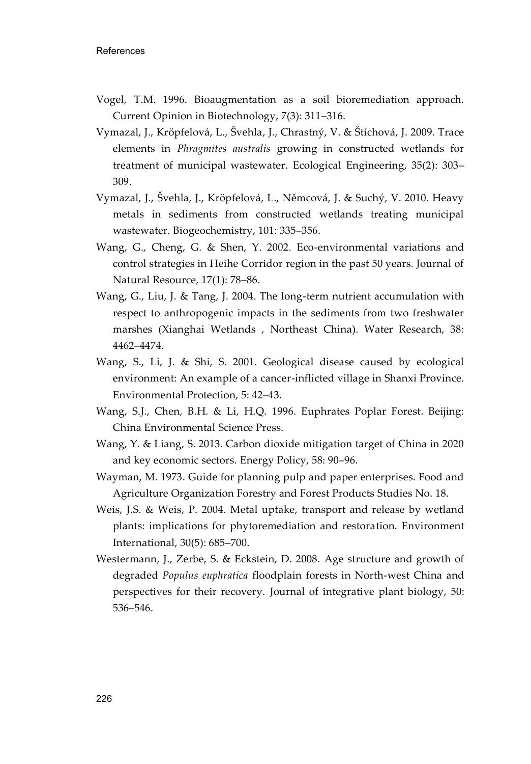Vogel, T.M. 1996. Bioaugmentation as a soil bioremediation approach. Current Opinion in Biotechnology, 7(3): 311–316.

Vymazal, J., Kröpfelová, L., Švehla, J., Chrastný, V. & Štíchová, J. 2009. Trace elements in *Phragmites australis* growing in constructed wetlands for treatment of municipal wastewater. Ecological Engineering, 35(2): 303–309.

Vymazal, J., Švehla, J., Kröpfelová, L., Němcová, J. & Suchý, V. 2010. Heavy metals in sediments from constructed wetlands treating municipal wastewater. Biogeochemistry, 101: 335–356.

Wang, G., Cheng, G. & Shen, Y. 2002. Eco-environmental variations and control strategies in Heihe Corridor region in the past 50 years. Journal of Natural Resource, 17(1): 78–86.

Wang, G., Liu, J. & Tang, J. 2004. The long-term nutrient accumulation with respect to anthropogenic impacts in the sediments from two freshwater marshes (Xianghai Wetlands , Northeast China). Water Research, 38: 4462–4474.

Wang, S., Li, J. & Shi, S. 2001. Geological disease caused by ecological environment: An example of a cancer-inflicted village in Shanxi Province. Environmental Protection, 5: 42–43.

Wang, S.J., Chen, B.H. & Li, H.Q. 1996. Euphrates Poplar Forest. Beijing: China Environmental Science Press.

Wang, Y. & Liang, S. 2013. Carbon dioxide mitigation target of China in 2020 and key economic sectors. Energy Policy, 58: 90–96.

Wayman, M. 1973. Guide for planning pulp and paper enterprises. Food and Agriculture Organization Forestry and Forest Products Studies No. 18.

Weis, J.S. & Weis, P. 2004. Metal uptake, transport and release by wetland plants: implications for phytoremediation and restoration. Environment International, 30(5): 685–700.

Westermann, J., Zerbe, S. & Eckstein, D. 2008. Age structure and growth of degraded *Populus euphratica* floodplain forests in North-west China and perspectives for their recovery. Journal of integrative plant biology, 50: 536–546.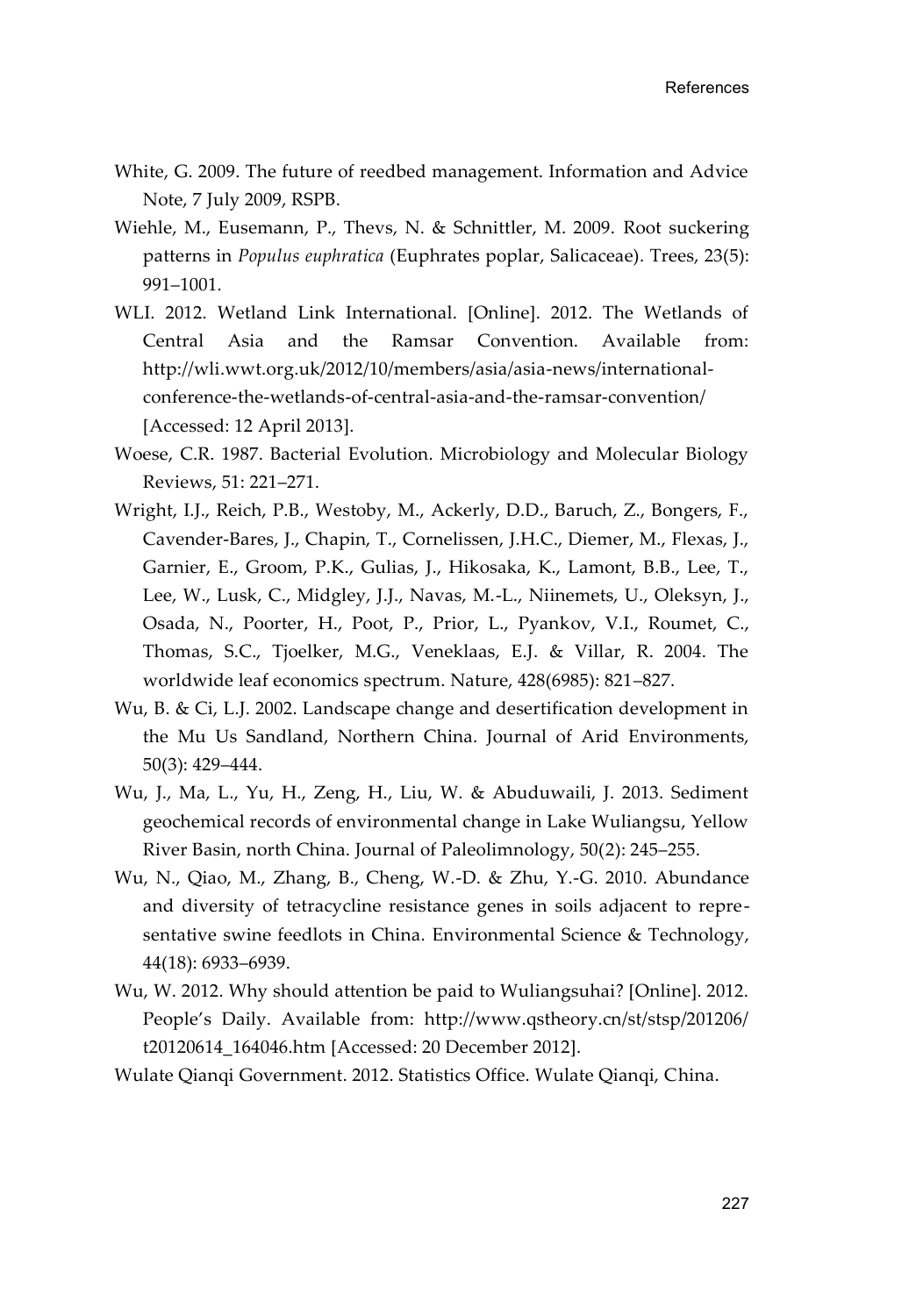White, G. 2009. The future of reedbed management. Information and Advice Note, 7 July 2009, RSPB.

Wiehle, M., Eusemann, P., Thevs, N. & Schnittler, M. 2009. Root suckering patterns in *Populus euphratica* (Euphrates poplar, Salicaceae). Trees, 23(5): 991–1001.

WLI. 2012. Wetland Link International. [Online]. 2012. The Wetlands of Central Asia and the Ramsar Convention. Available from: http://wli.wwt.org.uk/2012/10/members/asia/asia-news/international-conference-the-wetlands-of-central-asia-and-the-ramsar-convention/ [Accessed: 12 April 2013].

Woese, C.R. 1987. Bacterial Evolution. Microbiology and Molecular Biology Reviews, 51: 221–271.

Wright, I.J., Reich, P.B., Westoby, M., Ackerly, D.D., Baruch, Z., Bongers, F., Cavender-Bares, J., Chapin, T., Cornelissen, J.H.C., Diemer, M., Flexas, J., Garnier, E., Groom, P.K., Gulias, J., Hikosaka, K., Lamont, B.B., Lee, T., Lee, W., Lusk, C., Midgley, J.J., Navas, M.-L., Niinemets, U., Oleksyn, J., Osada, N., Poorter, H., Poot, P., Prior, L., Pyankov, V.I., Roumet, C., Thomas, S.C., Tjoelker, M.G., Veneklaas, E.J. & Villar, R. 2004. The worldwide leaf economics spectrum. Nature, 428(6985): 821–827.

Wu, B. & Ci, L.J. 2002. Landscape change and desertification development in the Mu Us Sandland, Northern China. Journal of Arid Environments, 50(3): 429–444.

Wu, J., Ma, L., Yu, H., Zeng, H., Liu, W. & Abuduwaili, J. 2013. Sediment geochemical records of environmental change in Lake Wuliangsu, Yellow River Basin, north China. Journal of Paleolimnology, 50(2): 245–255.

Wu, N., Qiao, M., Zhang, B., Cheng, W.-D. & Zhu, Y.-G. 2010. Abundance and diversity of tetracycline resistance genes in soils adjacent to representative swine feedlots in China. Environmental Science & Technology, 44(18): 6933–6939.

Wu, W. 2012. Why should attention be paid to Wuliangsuhai? [Online]. 2012. People's Daily. Available from: http://www.qstheory.cn/st/stsp/201206/t20120614_164046.htm [Accessed: 20 December 2012].

Wulate Qianqi Government. 2012. Statistics Office. Wulate Qianqi, China.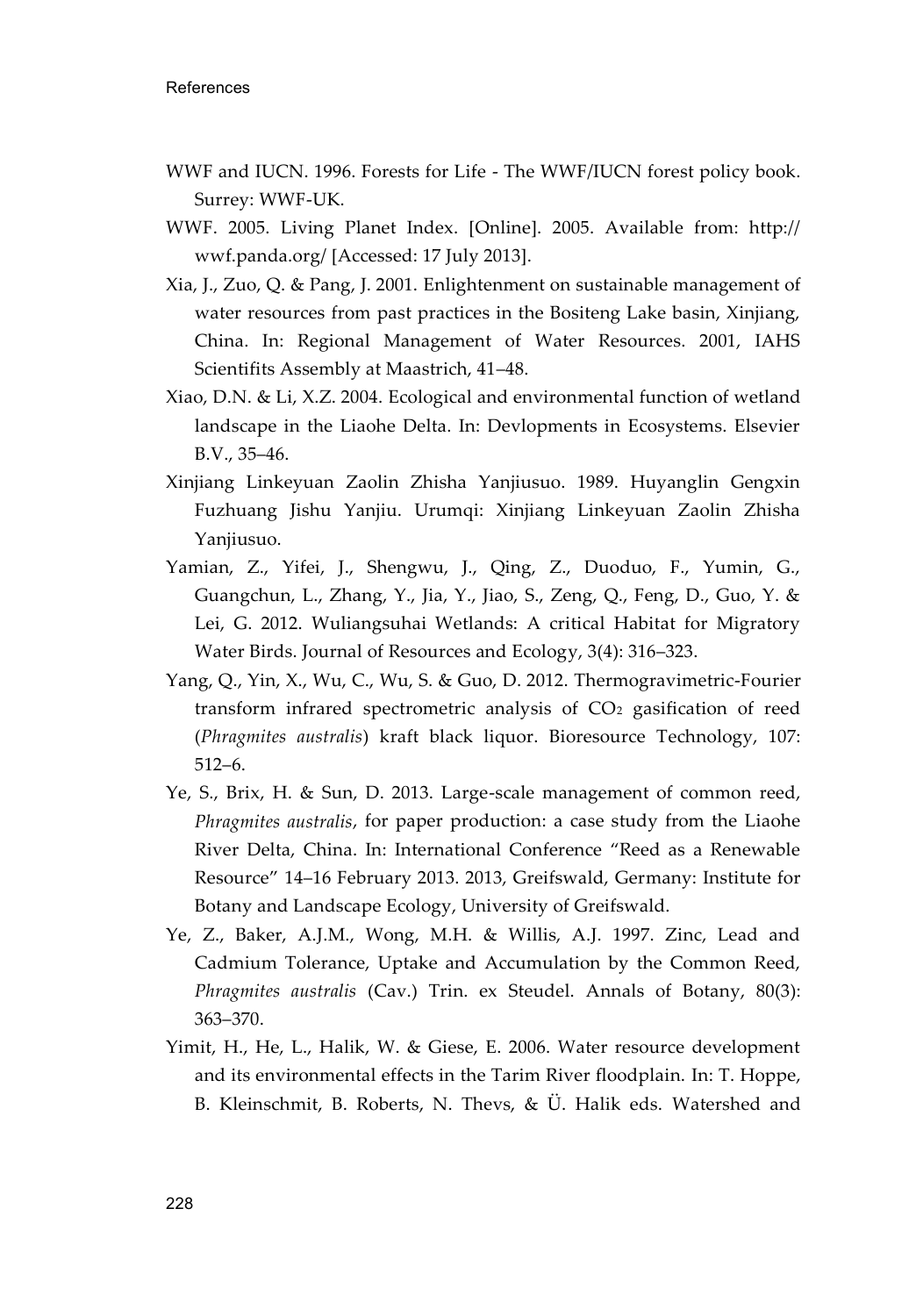WWF and IUCN. 1996. Forests for Life - The WWF/IUCN forest policy book. Surrey: WWF-UK.

WWF. 2005. Living Planet Index. [Online]. 2005. Available from: http://wwf.panda.org/ [Accessed: 17 July 2013].

Xia, J., Zuo, Q. & Pang, J. 2001. Enlightenment on sustainable management of water resources from past practices in the Bositeng Lake basin, Xinjiang, China. In: Regional Management of Water Resources. 2001, IAHS Scientifits Assembly at Maastrich, 41–48.

Xiao, D.N. & Li, X.Z. 2004. Ecological and environmental function of wetland landscape in the Liaohe Delta. In: Devlopments in Ecosystems. Elsevier B.V., 35–46.

Xinjiang Linkeyuan Zaolin Zhisha Yanjiusuo. 1989. Huyanglin Gengxin Fuzhuang Jishu Yanjiu. Urumqi: Xinjiang Linkeyuan Zaolin Zhisha Yanjiusuo.

Yamian, Z., Yifei, J., Shengwu, J., Qing, Z., Duoduo, F., Yumin, G., Guangchun, L., Zhang, Y., Jia, Y., Jiao, S., Zeng, Q., Feng, D., Guo, Y. & Lei, G. 2012. Wuliangsuhai Wetlands: A critical Habitat for Migratory Water Birds. Journal of Resources and Ecology, 3(4): 316–323.

Yang, Q., Yin, X., Wu, C., Wu, S. & Guo, D. 2012. Thermogravimetric-Fourier transform infrared spectrometric analysis of $CO_2$ gasification of reed (*Phragmites australis*) kraft black liquor. Bioresource Technology, 107: 512–6.

Ye, S., Brix, H. & Sun, D. 2013. Large-scale management of common reed, *Phragmites australis*, for paper production: a case study from the Liaohe River Delta, China. In: International Conference "Reed as a Renewable Resource" 14–16 February 2013. 2013, Greifswald, Germany: Institute for Botany and Landscape Ecology, University of Greifswald.

Ye, Z., Baker, A.J.M., Wong, M.H. & Willis, A.J. 1997. Zinc, Lead and Cadmium Tolerance, Uptake and Accumulation by the Common Reed, *Phragmites australis* (Cav.) Trin. ex Steudel. Annals of Botany, 80(3): 363–370.

Yimit, H., He, L., Halik, W. & Giese, E. 2006. Water resource development and its environmental effects in the Tarim River floodplain. In: T. Hoppe, B. Kleinschmit, B. Roberts, N. Thevs, & Ü. Halik eds. Watershed and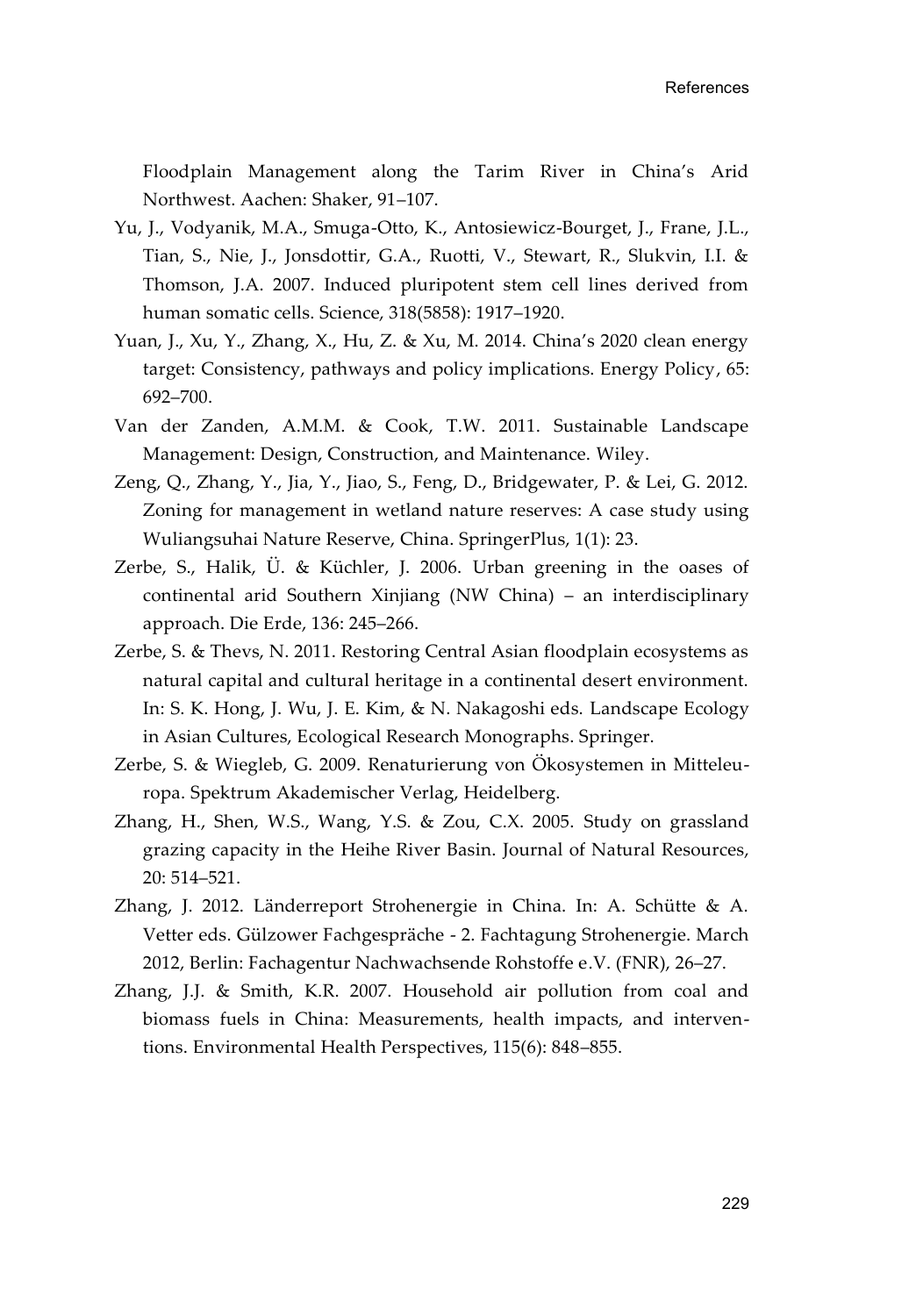Floodplain Management along the Tarim River in China's Arid Northwest. Aachen: Shaker, 91–107.

Yu, J., Vodyanik, M.A., Smuga-Otto, K., Antosiewicz-Bourget, J., Frane, J.L., Tian, S., Nie, J., Jonsdottir, G.A., Ruotti, V., Stewart, R., Slukvin, I.I. & Thomson, J.A. 2007. Induced pluripotent stem cell lines derived from human somatic cells. Science, 318(5858): 1917–1920.

Yuan, J., Xu, Y., Zhang, X., Hu, Z. & Xu, M. 2014. China's 2020 clean energy target: Consistency, pathways and policy implications. Energy Policy, 65: 692–700.

Van der Zanden, A.M.M. & Cook, T.W. 2011. Sustainable Landscape Management: Design, Construction, and Maintenance. Wiley.

Zeng, Q., Zhang, Y., Jia, Y., Jiao, S., Feng, D., Bridgewater, P. & Lei, G. 2012. Zoning for management in wetland nature reserves: A case study using Wuliangsuhai Nature Reserve, China. SpringerPlus, 1(1): 23.

Zerbe, S., Halik, Ü. & Küchler, J. 2006. Urban greening in the oases of continental arid Southern Xinjiang (NW China) – an interdisciplinary approach. Die Erde, 136: 245–266.

Zerbe, S. & Thevs, N. 2011. Restoring Central Asian floodplain ecosystems as natural capital and cultural heritage in a continental desert environment. In: S. K. Hong, J. Wu, J. E. Kim, & N. Nakagoshi eds. Landscape Ecology in Asian Cultures, Ecological Research Monographs. Springer.

Zerbe, S. & Wiegleb, G. 2009. Renaturierung von Ökosystemen in Mitteleuropa. Spektrum Akademischer Verlag, Heidelberg.

Zhang, H., Shen, W.S., Wang, Y.S. & Zou, C.X. 2005. Study on grassland grazing capacity in the Heihe River Basin. Journal of Natural Resources, 20: 514–521.

Zhang, J. 2012. Länderreport Strohenergie in China. In: A. Schütte & A. Vetter eds. Gülzower Fachgespräche - 2. Fachtagung Strohenergie. March 2012, Berlin: Fachagentur Nachwachsende Rohstoffe e.V. (FNR), 26–27.

Zhang, J.J. & Smith, K.R. 2007. Household air pollution from coal and biomass fuels in China: Measurements, health impacts, and interventions. Environmental Health Perspectives, 115(6): 848–855.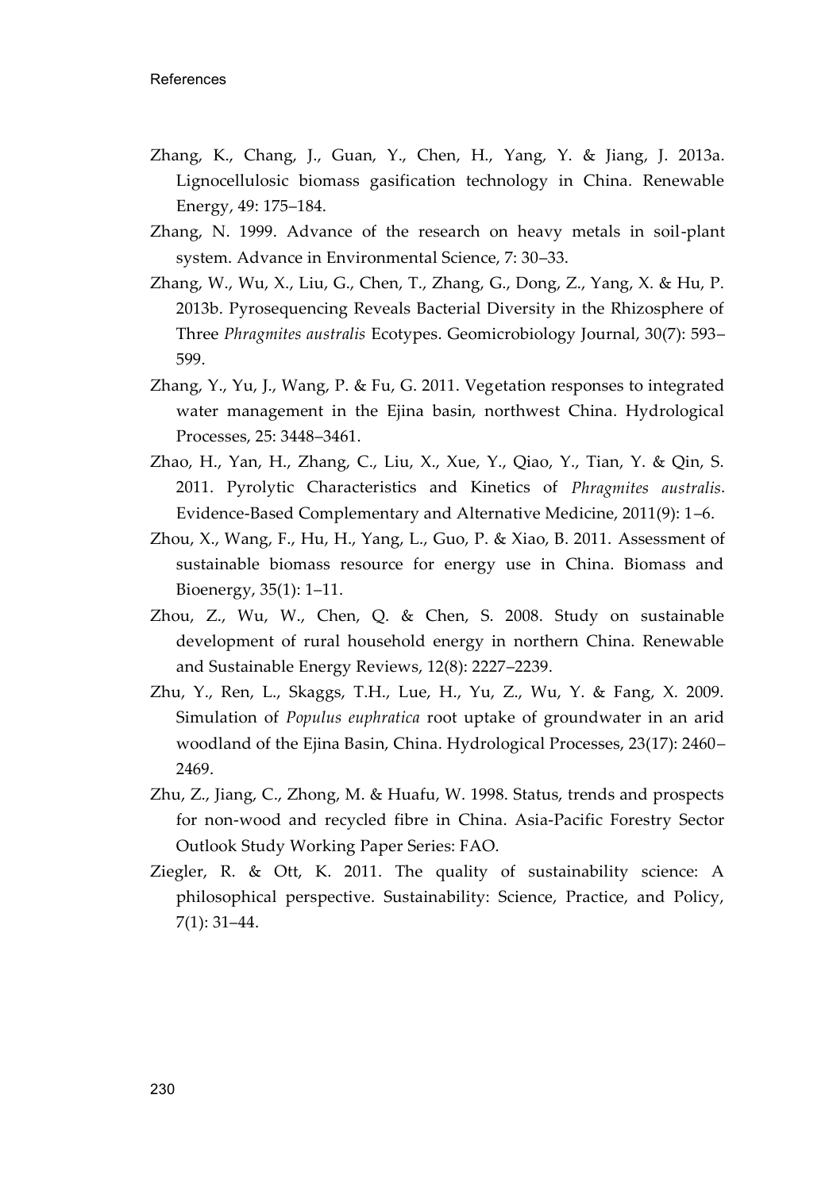Zhang, K., Chang, J., Guan, Y., Chen, H., Yang, Y. & Jiang, J. 2013a. Lignocellulosic biomass gasification technology in China. Renewable Energy, 49: 175–184.

Zhang, N. 1999. Advance of the research on heavy metals in soil-plant system. Advance in Environmental Science, 7: 30–33.

Zhang, W., Wu, X., Liu, G., Chen, T., Zhang, G., Dong, Z., Yang, X. & Hu, P. 2013b. Pyrosequencing Reveals Bacterial Diversity in the Rhizosphere of Three *Phragmites australis* Ecotypes. Geomicrobiology Journal, 30(7): 593–599.

Zhang, Y., Yu, J., Wang, P. & Fu, G. 2011. Vegetation responses to integrated water management in the Ejina basin, northwest China. Hydrological Processes, 25: 3448–3461.

Zhao, H., Yan, H., Zhang, C., Liu, X., Xue, Y., Qiao, Y., Tian, Y. & Qin, S. 2011. Pyrolytic Characteristics and Kinetics of *Phragmites australis*. Evidence-Based Complementary and Alternative Medicine, 2011(9): 1–6.

Zhou, X., Wang, F., Hu, H., Yang, L., Guo, P. & Xiao, B. 2011. Assessment of sustainable biomass resource for energy use in China. Biomass and Bioenergy, 35(1): 1–11.

Zhou, Z., Wu, W., Chen, Q. & Chen, S. 2008. Study on sustainable development of rural household energy in northern China. Renewable and Sustainable Energy Reviews, 12(8): 2227–2239.

Zhu, Y., Ren, L., Skaggs, T.H., Lue, H., Yu, Z., Wu, Y. & Fang, X. 2009. Simulation of *Populus euphratica* root uptake of groundwater in an arid woodland of the Ejina Basin, China. Hydrological Processes, 23(17): 2460–2469.

Zhu, Z., Jiang, C., Zhong, M. & Huafu, W. 1998. Status, trends and prospects for non-wood and recycled fibre in China. Asia-Pacific Forestry Sector Outlook Study Working Paper Series: FAO.

Ziegler, R. & Ott, K. 2011. The quality of sustainability science: A philosophical perspective. Sustainability: Science, Practice, and Policy, 7(1): 31–44.